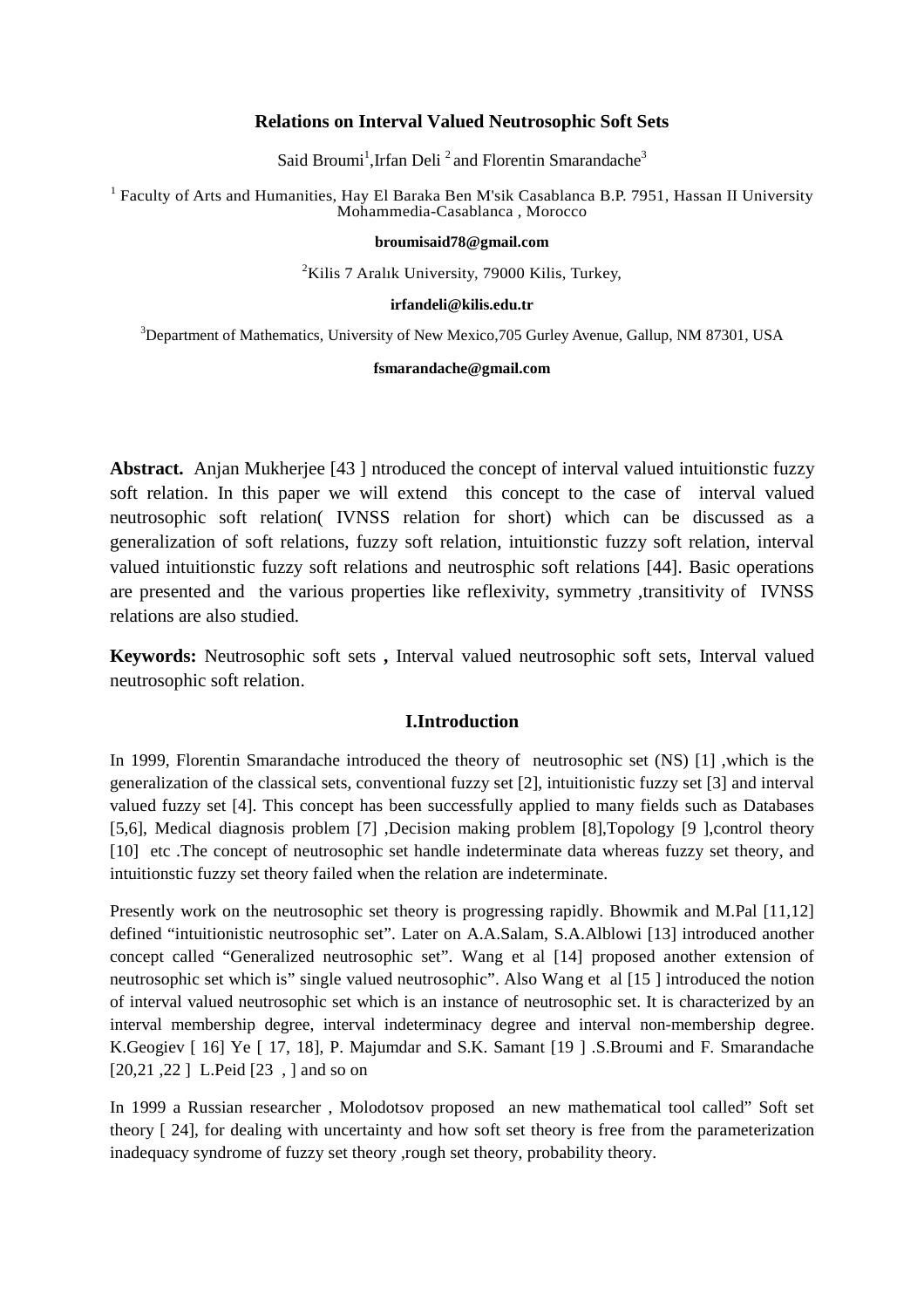# Relations on Interval Valued Neutrosophic Soft Sets

Said Broumi[1], Irfan Deli [2] and Florentin Smarandache[3]

[1] Faculty of Arts and Humanities, Hay El Baraka Ben M'sik Casablanca B.P. 7951, Hassan II University Mohammedia-Casablanca , Morocco

**broumisaid78@gmail.com**

[2]Kilis 7 Aralık University, 79000 Kilis, Turkey,

**irfandeli@kilis.edu.tr**

[3]Department of Mathematics, University of New Mexico,705 Gurley Avenue, Gallup, NM 87301, USA

**fsmarandache@gmail.com**

**Abstract.** Anjan Mukherjee [43 ] ntroduced the concept of interval valued intuitionstic fuzzy soft relation. In this paper we will extend this concept to the case of interval valued neutrosophic soft relation( IVNSS relation for short) which can be discussed as a generalization of soft relations, fuzzy soft relation, intuitionstic fuzzy soft relation, interval valued intuitionstic fuzzy soft relations and neutrosphic soft relations [44]. Basic operations are presented and the various properties like reflexivity, symmetry ,transitivity of IVNSS relations are also studied.

**Keywords:** Neutrosophic soft sets **,** Interval valued neutrosophic soft sets, Interval valued neutrosophic soft relation.

## I.Introduction

In 1999, Florentin Smarandache introduced the theory of neutrosophic set (NS) [1] ,which is the generalization of the classical sets, conventional fuzzy set [2], intuitionistic fuzzy set [3] and interval valued fuzzy set [4]. This concept has been successfully applied to many fields such as Databases [5,6], Medical diagnosis problem [7] ,Decision making problem [8],Topology [9 ],control theory [10] etc .The concept of neutrosophic set handle indeterminate data whereas fuzzy set theory, and intuitionstic fuzzy set theory failed when the relation are indeterminate.

Presently work on the neutrosophic set theory is progressing rapidly. Bhowmik and M.Pal [11,12] defined "intuitionistic neutrosophic set". Later on A.A.Salam, S.A.Alblowi [13] introduced another concept called "Generalized neutrosophic set". Wang et al [14] proposed another extension of neutrosophic set which is" single valued neutrosophic". Also Wang et al [15 ] introduced the notion of interval valued neutrosophic set which is an instance of neutrosophic set. It is characterized by an interval membership degree, interval indeterminacy degree and interval non-membership degree. K.Geogiev [ 16] Ye [ 17, 18], P. Majumdar and S.K. Samant [19 ] .S.Broumi and F. Smarandache [20,21 ,22 ] L.Peid [23 , ] and so on

In 1999 a Russian researcher , Molodotsov proposed an new mathematical tool called" Soft set theory [ 24], for dealing with uncertainty and how soft set theory is free from the parameterization inadequacy syndrome of fuzzy set theory ,rough set theory, probability theory.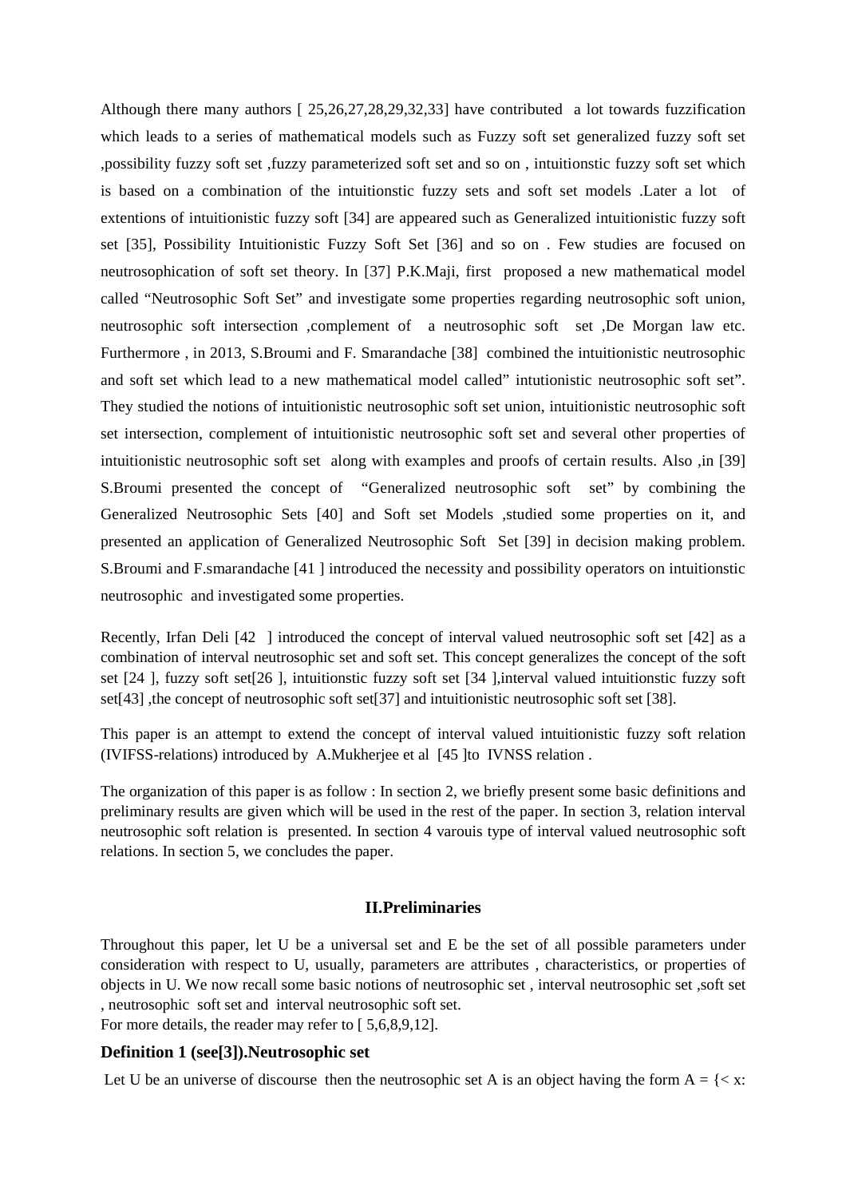Although there many authors [ 25,26,27,28,29,32,33] have contributed a lot towards fuzzification which leads to a series of mathematical models such as Fuzzy soft set generalized fuzzy soft set ,possibility fuzzy soft set ,fuzzy parameterized soft set and so on , intuitionstic fuzzy soft set which is based on a combination of the intuitionstic fuzzy sets and soft set models .Later a lot of extentions of intuitionistic fuzzy soft [34] are appeared such as Generalized intuitionistic fuzzy soft set [35], Possibility Intuitionistic Fuzzy Soft Set [36] and so on . Few studies are focused on neutrosophication of soft set theory. In [37] P.K.Maji, first proposed a new mathematical model called “Neutrosophic Soft Set” and investigate some properties regarding neutrosophic soft union, neutrosophic soft intersection ,complement of a neutrosophic soft set ,De Morgan law etc. Furthermore , in 2013, S.Broumi and F. Smarandache [38] combined the intuitionistic neutrosophic and soft set which lead to a new mathematical model called” intutionistic neutrosophic soft set”. They studied the notions of intuitionistic neutrosophic soft set union, intuitionistic neutrosophic soft set intersection, complement of intuitionistic neutrosophic soft set and several other properties of intuitionistic neutrosophic soft set along with examples and proofs of certain results. Also ,in [39] S.Broumi presented the concept of “Generalized neutrosophic soft set” by combining the Generalized Neutrosophic Sets [40] and Soft set Models ,studied some properties on it, and presented an application of Generalized Neutrosophic Soft Set [39] in decision making problem. S.Broumi and F.smarandache [41 ] introduced the necessity and possibility operators on intuitionstic neutrosophic and investigated some properties.

Recently, Irfan Deli [42 ] introduced the concept of interval valued neutrosophic soft set [42] as a combination of interval neutrosophic set and soft set. This concept generalizes the concept of the soft set [24 ], fuzzy soft set[26 ], intuitionstic fuzzy soft set [34 ],interval valued intuitionstic fuzzy soft set[43] ,the concept of neutrosophic soft set[37] and intuitionistic neutrosophic soft set [38].

This paper is an attempt to extend the concept of interval valued intuitionistic fuzzy soft relation (IVIFSS-relations) introduced by A.Mukherjee et al [45 ]to IVNSS relation .

The organization of this paper is as follow : In section 2, we briefly present some basic definitions and preliminary results are given which will be used in the rest of the paper. In section 3, relation interval neutrosophic soft relation is presented. In section 4 varouis type of interval valued neutrosophic soft relations. In section 5, we concludes the paper.

## II.Preliminaries

Throughout this paper, let U be a universal set and E be the set of all possible parameters under consideration with respect to U, usually, parameters are attributes , characteristics, or properties of objects in U. We now recall some basic notions of neutrosophic set , interval neutrosophic set ,soft set , neutrosophic soft set and interval neutrosophic soft set.
For more details, the reader may refer to [ 5,6,8,9,12].

### Definition 1 (see[3]).Neutrosophic set

Let U be an universe of discourse then the neutrosophic set A is an object having the form A = {< x: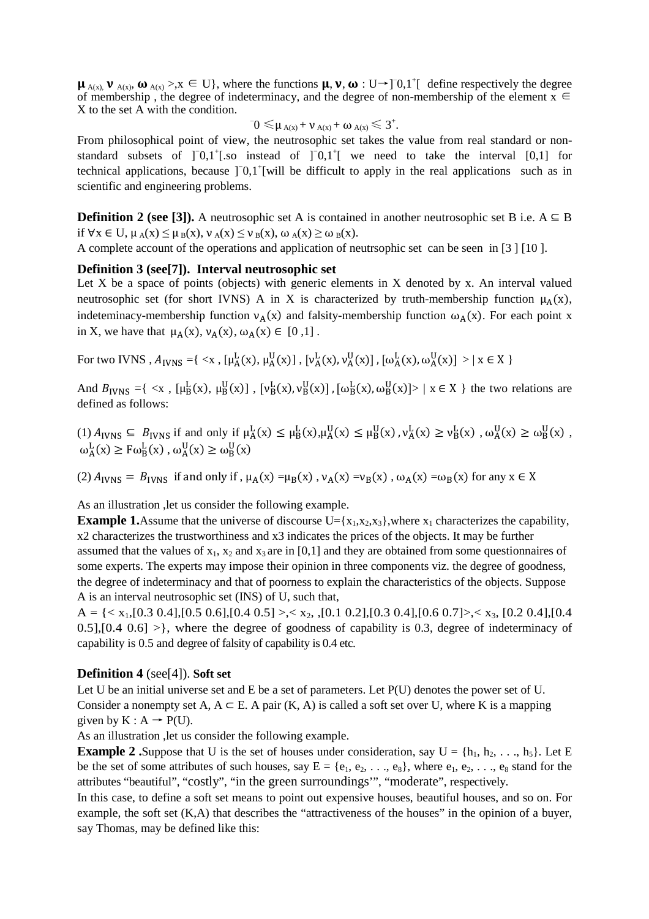$\mu_{A(x)}$, $\nu_{A(x)}$, $\omega_{A(x)}$ >,x ∈ U}, where the functions $\mu$, $\nu$, $\omega$ : U→]$^-$0,1$^+$[ define respectively the degree of membership , the degree of indeterminacy, and the degree of non-membership of the element x ∈ X to the set A with the condition.

$$^-0 \leqslant \mu_{A(x)} + \nu_{A(x)} + \omega_{A(x)} \leqslant 3^+.$$

From philosophical point of view, the neutrosophic set takes the value from real standard or non-standard subsets of ]$^-$0,1$^+$[.so instead of ]$^-$0,1$^+$[ we need to take the interval [0,1] for technical applications, because ]$^-$0,1$^+$[will be difficult to apply in the real applications such as in scientific and engineering problems.

**Definition 2 (see [3]).** A neutrosophic set A is contained in another neutrosophic set B i.e. A ⊆ B if ∀x ∈ U, $\mu_A(x) \leq \mu_B(x)$, $\nu_A(x) \leq \nu_B(x)$, $\omega_A(x) \geq \omega_B(x)$.

A complete account of the operations and application of neutrsophic set can be seen in [3 ] [10 ].

**Definition 3 (see[7]). Interval neutrosophic set**

Let X be a space of points (objects) with generic elements in X denoted by x. An interval valued neutrosophic set (for short IVNS) A in X is characterized by truth-membership function $\mu_A(x)$, indeteminacy-membership function $\nu_A(x)$ and falsity-membership function $\omega_A(x)$. For each point x in X, we have that $\mu_A(x), \nu_A(x), \omega_A(x) \in [0,1]$ .

For two IVNS , $A_{IVNS}$ ={ <x , $[\mu_A^L(x), \mu_A^U(x)]$ , $[\nu_A^L(x), \nu_A^U(x)]$ , $[\omega_A^L(x), \omega_A^U(x)]$ > | x ∈ X }

And $B_{IVNS}$ ={ <x , $[\mu_B^L(x), \mu_B^U(x)]$ , $[\nu_B^L(x), \nu_B^U(x)]$ , $[\omega_B^L(x), \omega_B^U(x)]$> | x ∈ X } the two relations are defined as follows:

(1) $A_{IVNS} \subseteq B_{IVNS}$ if and only if $\mu_A^L(x) \leq \mu_B^L(x)$,$\mu_A^U(x) \leq \mu_B^U(x)$ , $\nu_A^L(x) \geq \nu_B^L(x)$ , $\omega_A^U(x) \geq \omega_B^U(x)$ , $\omega_A^L(x) \geq F\omega_B^L(x)$ , $\omega_A^U(x) \geq \omega_B^U(x)$

(2) $A_{IVNS} = B_{IVNS}$ if and only if , $\mu_A(x) = \mu_B(x)$ , $\nu_A(x) = \nu_B(x)$ , $\omega_A(x) = \omega_B(x)$ for any x ∈ X

As an illustration ,let us consider the following example.

**Example 1.**Assume that the universe of discourse U={$x_1$,$x_2$,$x_3$},where $x_1$ characterizes the capability, x2 characterizes the trustworthiness and x3 indicates the prices of the objects. It may be further assumed that the values of $x_1$, $x_2$ and $x_3$ are in [0,1] and they are obtained from some questionnaires of some experts. The experts may impose their opinion in three components viz. the degree of goodness, the degree of indeterminacy and that of poorness to explain the characteristics of the objects. Suppose A is an interval neutrosophic set (INS) of U, such that,

A = {< $x_1$,[0.3 0.4],[0.5 0.6],[0.4 0.5] >,< $x_2$, ,[0.1 0.2],[0.3 0.4],[0.6 0.7]>,< $x_3$, [0.2 0.4],[0.4 0.5],[0.4 0.6] >}, where the degree of goodness of capability is 0.3, degree of indeterminacy of capability is 0.5 and degree of falsity of capability is 0.4 etc.

**Definition 4** (see[4]). **Soft set**

Let U be an initial universe set and E be a set of parameters. Let P(U) denotes the power set of U. Consider a nonempty set A, A ⊂ E. A pair (K, A) is called a soft set over U, where K is a mapping given by K : A → P(U).

As an illustration ,let us consider the following example.

**Example 2 .**Suppose that U is the set of houses under consideration, say U = {$h_1$, $h_2$, . . ., $h_5$}. Let E be the set of some attributes of such houses, say E = {$e_1$, $e_2$, . . ., $e_8$}, where $e_1$, $e_2$, . . ., $e_8$ stand for the attributes "beautiful", "costly", "in the green surroundings'", "moderate", respectively.

In this case, to define a soft set means to point out expensive houses, beautiful houses, and so on. For example, the soft set (K,A) that describes the "attractiveness of the houses" in the opinion of a buyer, say Thomas, may be defined like this: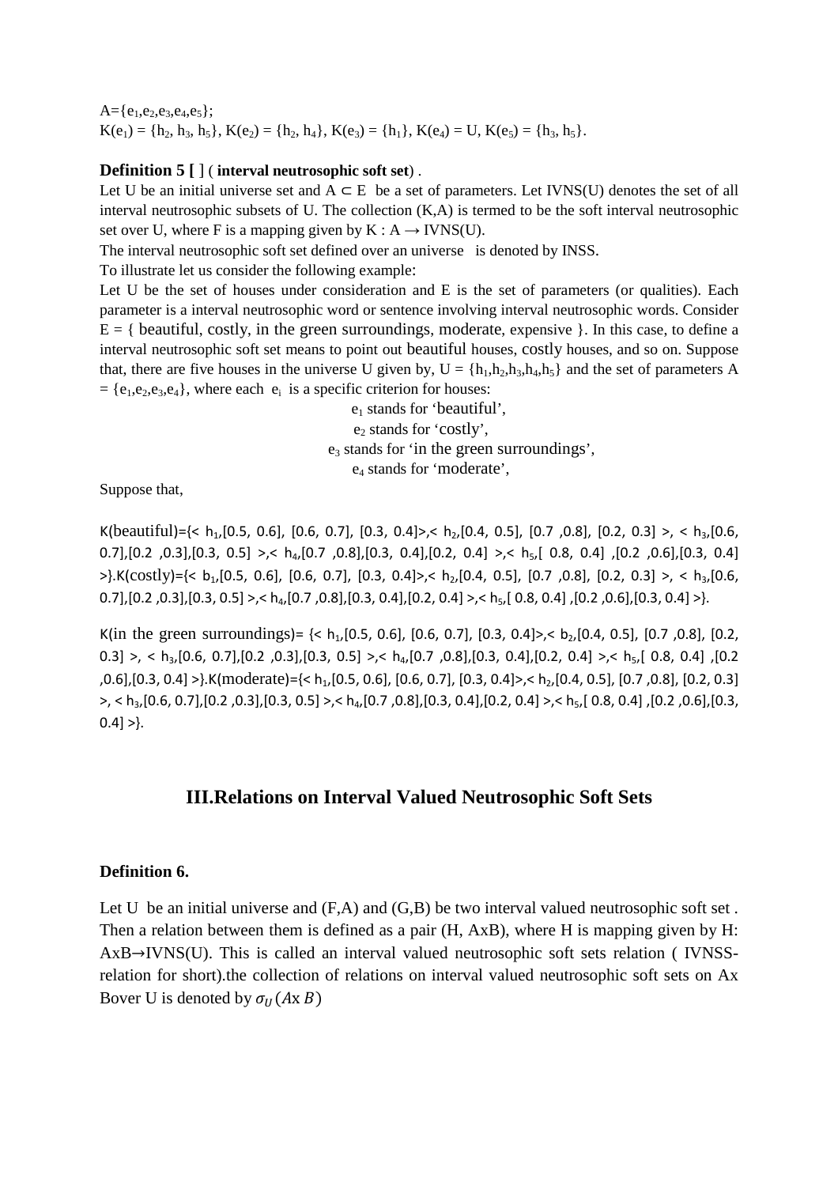$A=\{e_1,e_2,e_3,e_4,e_5\}$;

$K(e_1) = \{h_2, h_3, h_5\}$, $K(e_2) = \{h_2, h_4\}$, $K(e_3) = \{h_1\}$, $K(e_4) = U$, $K(e_5) = \{h_3, h_5\}$.

**Definition 5 [ ]** ( **interval neutrosophic soft set**) .

Let U be an initial universe set and $A \subset E$ be a set of parameters. Let IVNS(U) denotes the set of all interval neutrosophic subsets of U. The collection (K,A) is termed to be the soft interval neutrosophic set over U, where F is a mapping given by $K : A \rightarrow IVNS(U)$.

The interval neutrosophic soft set defined over an universe is denoted by INSS.

To illustrate let us consider the following example:

Let U be the set of houses under consideration and E is the set of parameters (or qualities). Each parameter is a interval neutrosophic word or sentence involving interval neutrosophic words. Consider E = { beautiful, costly, in the green surroundings, moderate, expensive }. In this case, to define a interval neutrosophic soft set means to point out beautiful houses, costly houses, and so on. Suppose that, there are five houses in the universe U given by, $U = \{h_1,h_2,h_3,h_4,h_5\}$ and the set of parameters $A = \{e_1,e_2,e_3,e_4\}$, where each $e_i$ is a specific criterion for houses:

$e_1$ stands for 'beautiful',

$e_2$ stands for 'costly',

$e_3$ stands for 'in the green surroundings',

$e_4$ stands for 'moderate',

Suppose that,

K(beautiful)={< $h_1$,[0.5, 0.6], [0.6, 0.7], [0.3, 0.4]>,< $h_2$,[0.4, 0.5], [0.7 ,0.8], [0.2, 0.3] >, < $h_3$,[0.6, 0.7],[0.2 ,0.3],[0.3, 0.5] >,< $h_4$,[0.7 ,0.8],[0.3, 0.4],[0.2, 0.4] >,< $h_5$,[ 0.8, 0.4] ,[0.2 ,0.6],[0.3, 0.4] >}.K(costly)={< $b_1$,[0.5, 0.6], [0.6, 0.7], [0.3, 0.4]>,< $h_2$,[0.4, 0.5], [0.7 ,0.8], [0.2, 0.3] >, < $h_3$,[0.6, 0.7],[0.2 ,0.3],[0.3, 0.5] >,< $h_4$,[0.7 ,0.8],[0.3, 0.4],[0.2, 0.4] >,< $h_5$,[ 0.8, 0.4] ,[0.2 ,0.6],[0.3, 0.4] >}.

K(in the green surroundings)= {< $h_1$,[0.5, 0.6], [0.6, 0.7], [0.3, 0.4]>,< $b_2$,[0.4, 0.5], [0.7 ,0.8], [0.2, 0.3] >, < $h_3$,[0.6, 0.7],[0.2 ,0.3],[0.3, 0.5] >,< $h_4$,[0.7 ,0.8],[0.3, 0.4],[0.2, 0.4] >,< $h_5$,[ 0.8, 0.4] ,[0.2 ,0.6],[0.3, 0.4] >}.K(moderate)={< $h_1$,[0.5, 0.6], [0.6, 0.7], [0.3, 0.4]>,< $h_2$,[0.4, 0.5], [0.7 ,0.8], [0.2, 0.3] >, < $h_3$,[0.6, 0.7],[0.2 ,0.3],[0.3, 0.5] >,< $h_4$,[0.7 ,0.8],[0.3, 0.4],[0.2, 0.4] >,< $h_5$,[ 0.8, 0.4] ,[0.2 ,0.6],[0.3, 0.4] >}.

## III.Relations on Interval Valued Neutrosophic Soft Sets

**Definition 6.**

Let U be an initial universe and (F,A) and (G,B) be two interval valued neutrosophic soft set . Then a relation between them is defined as a pair (H, AxB), where H is mapping given by H: $AxB \rightarrow IVNS(U)$. This is called an interval valued neutrosophic soft sets relation ( IVNSS-relation for short).the collection of relations on interval valued neutrosophic soft sets on Ax Bover U is denoted by $\sigma_U(A\text{x}\,B)$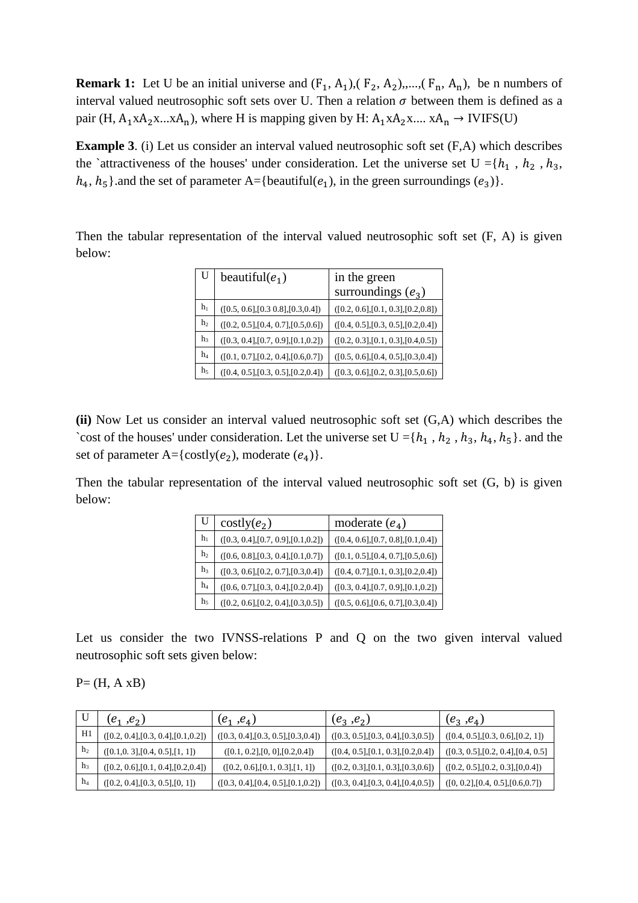**Remark 1:** Let U be an initial universe and $(\mathrm{F}_1, \mathrm{A}_1)$,$(\mathrm{F}_2, \mathrm{A}_2)$,,...,$(\mathrm{F}_n, \mathrm{A}_n)$, be n numbers of interval valued neutrosophic soft sets over U. Then a relation $\sigma$ between them is defined as a pair (H, $\mathrm{A}_1$x$\mathrm{A}_2$x...x$\mathrm{A}_n$), where H is mapping given by H: $\mathrm{A}_1$x$\mathrm{A}_2$x.... x$\mathrm{A}_n$ → IVIFS(U)

**Example 3**. (i) Let us consider an interval valued neutrosophic soft set (F,A) which describes the `attractiveness of the houses' under consideration. Let the universe set U ={$h_1$ , $h_2$ , $h_3$, $h_4$, $h_5$}.and the set of parameter A={beautiful($e_1$), in the green surroundings ($e_3$)}.

Then the tabular representation of the interval valued neutrosophic soft set (F, A) is given below:

| U | beautiful($e_1$) | in the green surroundings ($e_3$) |
|---|---|---|
| h₁ | ([0.5, 0.6],[0.3 0.8],[0.3,0.4]) | ([0.2, 0.6],[0.1, 0.3],[0.2,0.8]) |
| h₂ | ([0.2, 0.5],[0.4, 0.7],[0.5,0.6]) | ([0.4, 0.5],[0.3, 0.5],[0.2,0.4]) |
| h₃ | ([0.3, 0.4],[0.7, 0.9],[0.1,0.2]) | ([0.2, 0.3],[0.1, 0.3],[0.4,0.5]) |
| h₄ | ([0.1, 0.7],[0.2, 0.4],[0.6,0.7]) | ([0.5, 0.6],[0.4, 0.5],[0.3,0.4]) |
| h₅ | ([0.4, 0.5],[0.3, 0.5],[0.2,0.4]) | ([0.3, 0.6],[0.2, 0.3],[0.5,0.6]) |

**(ii)** Now Let us consider an interval valued neutrosophic soft set (G,A) which describes the `cost of the houses' under consideration. Let the universe set U ={$h_1$ , $h_2$ , $h_3$, $h_4$, $h_5$}. and the set of parameter A={costly($e_2$), moderate ($e_4$)}.

Then the tabular representation of the interval valued neutrosophic soft set (G, b) is given below:

| U | costly($e_2$) | moderate ($e_4$) |
|---|---|---|
| h₁ | ([0.3, 0.4],[0.7, 0.9],[0.1,0.2]) | ([0.4, 0.6],[0.7, 0.8],[0.1,0.4]) |
| h₂ | ([0.6, 0.8],[0.3, 0.4],[0.1,0.7]) | ([0.1, 0.5],[0.4, 0.7],[0.5,0.6]) |
| h₃ | ([0.3, 0.6],[0.2, 0.7],[0.3,0.4]) | ([0.4, 0.7],[0.1, 0.3],[0.2,0.4]) |
| h₄ | ([0.6, 0.7],[0.3, 0.4],[0.2,0.4]) | ([0.3, 0.4],[0.7, 0.9],[0.1,0.2]) |
| h₅ | ([0.2, 0.6],[0.2, 0.4],[0.3,0.5]) | ([0.5, 0.6],[0.6, 0.7],[0.3,0.4]) |

Let us consider the two IVNSS-relations P and Q on the two given interval valued neutrosophic soft sets given below:

P= (H, A xB)

| U | ($e_1$ ,$e_2$) | ($e_1$ ,$e_4$) | ($e_3$ ,$e_2$) | ($e_3$ ,$e_4$) |
|---|---|---|---|---|
| H1 | ([0.2, 0.4],[0.3, 0.4],[0.1,0.2]) | ([0.3, 0.4],[0.3, 0.5],[0.3,0.4]) | ([0.3, 0.5],[0.3, 0.4],[0.3,0.5]) | ([0.4, 0.5],[0.3, 0.6],[0.2, 1]) |
| h₂ | ([0.1,0. 3],[0.4, 0.5],[1, 1]) | ([0.1, 0.2],[0, 0],[0.2,0.4]) | ([0.4, 0.5],[0.1, 0.3],[0.2,0.4]) | ([0.3, 0.5],[0.2, 0.4],[0.4, 0.5] |
| h₃ | ([0.2, 0.6],[0.1, 0.4],[0.2,0.4]) | ([0.2, 0.6],[0.1, 0.3],[1, 1]) | ([0.2, 0.3],[0.1, 0.3],[0.3,0.6]) | ([0.2, 0.5],[0.2, 0.3],[0,0.4]) |
| h₄ | ([0.2, 0.4],[0.3, 0.5],[0, 1]) | ([0.3, 0.4],[0.4, 0.5],[0.1,0.2]) | ([0.3, 0.4],[0.3, 0.4],[0.4,0.5]) | ([0, 0.2],[0.4, 0.5],[0.6,0.7]) |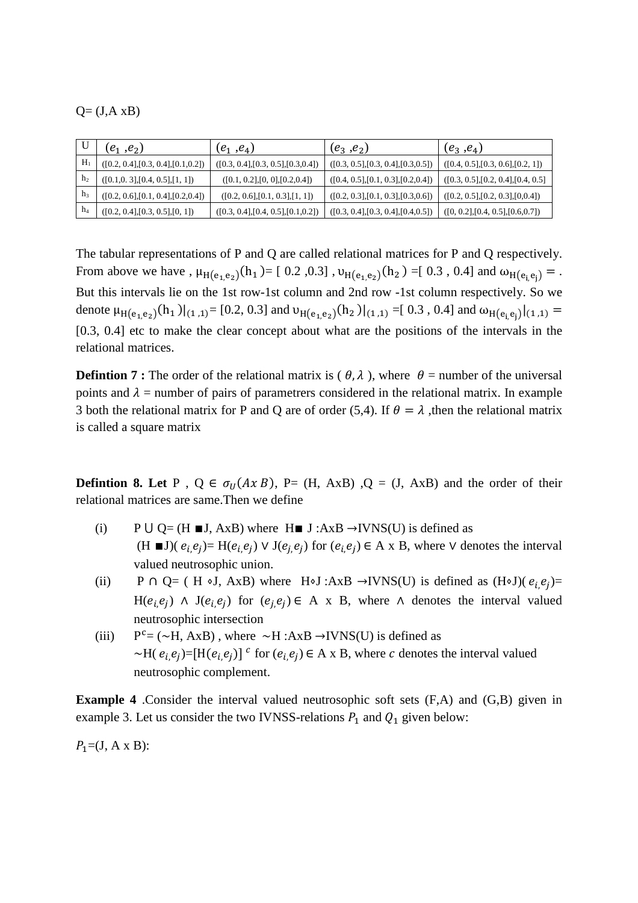Q= (J,A xB)

| U | $(e_1, e_2)$ | $(e_1, e_4)$ | $(e_3, e_2)$ | $(e_3, e_4)$ |
|---|---|---|---|---|
| $H_1$ | ([0.2, 0.4],[0.3, 0.4],[0.1,0.2]) | ([0.3, 0.4],[0.3, 0.5],[0.3,0.4]) | ([0.3, 0.5],[0.3, 0.4],[0.3,0.5]) | ([0.4, 0.5],[0.3, 0.6],[0.2, 1]) |
| $h_2$ | ([0.1,0. 3],[0.4, 0.5],[1, 1]) | ([0.1, 0.2],[0, 0],[0.2,0.4]) | ([0.4, 0.5],[0.1, 0.3],[0.2,0.4]) | ([0.3, 0.5],[0.2, 0.4],[0.4, 0.5] |
| $h_3$ | ([0.2, 0.6],[0.1, 0.4],[0.2,0.4]) | ([0.2, 0.6],[0.1, 0.3],[1, 1]) | ([0.2, 0.3],[0.1, 0.3],[0.3,0.6]) | ([0.2, 0.5],[0.2, 0.3],[0,0.4]) |
| $h_4$ | ([0.2, 0.4],[0.3, 0.5],[0, 1]) | ([0.3, 0.4],[0.4, 0.5],[0.1,0.2]) | ([0.3, 0.4],[0.3, 0.4],[0.4,0.5]) | ([0, 0.2],[0.4, 0.5],[0.6,0.7]) |

The tabular representations of P and Q are called relational matrices for P and Q respectively. From above we have , $\mu_{H(e_1,e_2)}(h_1)$= [ 0.2 ,0.3] , $\upsilon_{H(e_1,e_2)}(h_2)$ =[ 0.3 , 0.4] and $\omega_{H(e_i,e_j)} =$ . But this intervals lie on the 1st row-1st column and 2nd row -1st column respectively. So we denote $\mu_{H(e_1,e_2)}(h_1)|_{(1,1)}$= [0.2, 0.3] and $\upsilon_{H(e_1,e_2)}(h_2)|_{(1,1)}$ =[ 0.3 , 0.4] and $\omega_{H(e_i,e_j)}|_{(1,1)} =$ [0.3, 0.4] etc to make the clear concept about what are the positions of the intervals in the relational matrices.

**Defintion 7 :** The order of the relational matrix is ( $\theta, \lambda$ ), where $\theta$ = number of the universal points and $\lambda$ = number of pairs of parametrers considered in the relational matrix. In example 3 both the relational matrix for P and Q are of order (5,4). If $\theta = \lambda$ ,then the relational matrix is called a square matrix

**Defintion 8. Let** P , Q $\in \sigma_U(A x B)$, P= (H, AxB) ,Q = (J, AxB) and the order of their relational matrices are same.Then we define

(i) P ∪ Q= (H ■J, AxB) where H■ J :AxB →IVNS(U) is defined as (H ■J)( $e_i, e_j$)= H($e_i, e_j$) ∨ J($e_j, e_j$) for ($e_i, e_j$) ∈ A x B, where ∨ denotes the interval valued neutrosophic union.

(ii) P ∩ Q= ( H ⋄J, AxB) where H⋄J :AxB →IVNS(U) is defined as (H⋄J)( $e_i, e_j$)= H($e_i, e_j$) ∧ J($e_i, e_j$) for ($e_j, e_j$) ∈ A x B, where ∧ denotes the interval valued neutrosophic intersection

(iii) $P^c$= (∼H, AxB) , where ∼H :AxB →IVNS(U) is defined as ∼H( $e_i, e_j$)=[H($e_i, e_j$)] $^c$ for ($e_i, e_j$) ∈ A x B, where $c$ denotes the interval valued neutrosophic complement.

**Example 4** .Consider the interval valued neutrosophic soft sets (F,A) and (G,B) given in example 3. Let us consider the two IVNSS-relations $P_1$ and $Q_1$ given below:

$P_1$=(J, A x B):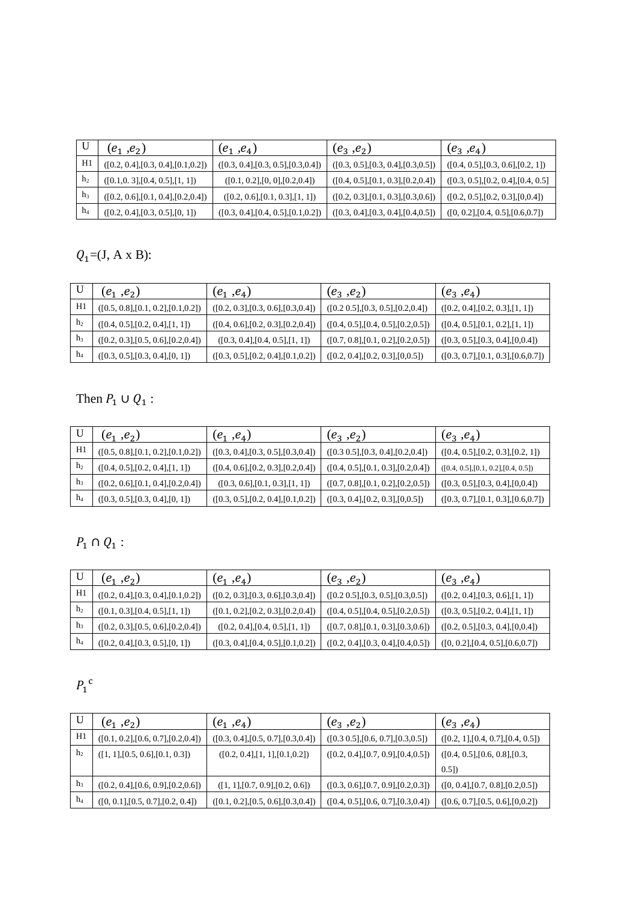| U | $(e_1, e_2)$ | $(e_1, e_4)$ | $(e_3, e_2)$ | $(e_3, e_4)$ |
|---|---|---|---|---|
| H1 | ([0.2, 0.4],[0.3, 0.4],[0.1,0.2]) | ([0.3, 0.4],[0.3, 0.5],[0.3,0.4]) | ([0.3, 0.5],[0.3, 0.4],[0.3,0.5]) | ([0.4, 0.5],[0.3, 0.6],[0.2, 1]) |
| $h_2$ | ([0.1,0. 3],[0.4, 0.5],[1, 1]) | ([0.1, 0.2],[0, 0],[0.2,0.4]) | ([0.4, 0.5],[0.1, 0.3],[0.2,0.4]) | ([0.3, 0.5],[0.2, 0.4],[0.4, 0.5] |
| $h_3$ | ([0.2, 0.6],[0.1, 0.4],[0.2,0.4]) | ([0.2, 0.6],[0.1, 0.3],[1, 1]) | ([0.2, 0.3],[0.1, 0.3],[0.3,0.6]) | ([0.2, 0.5],[0.2, 0.3],[0,0.4]) |
| $h_4$ | ([0.2, 0.4],[0.3, 0.5],[0, 1]) | ([0.3, 0.4],[0.4, 0.5],[0.1,0.2]) | ([0.3, 0.4],[0.3, 0.4],[0.4,0.5]) | ([0, 0.2],[0.4, 0.5],[0.6,0.7]) |

$Q_1$=(J, A x B):

| U | $(e_1, e_2)$ | $(e_1, e_4)$ | $(e_3, e_2)$ | $(e_3, e_4)$ |
|---|---|---|---|---|
| H1 | ([0.5, 0.8],[0.1, 0.2],[0.1,0.2]) | ([0.2, 0.3],[0.3, 0.6],[0.3,0.4]) | ([0.2 0.5],[0.3, 0.5],[0.2,0.4]) | ([0.2, 0.4],[0.2, 0.3],[1, 1]) |
| $h_2$ | ([0.4, 0.5],[0.2, 0.4],[1, 1]) | ([0.4, 0.6],[0.2, 0.3],[0.2,0.4]) | ([0.4, 0.5],[0.4, 0.5],[0.2,0.5]) | ([0.4, 0.5],[0.1, 0.2],[1, 1]) |
| $h_3$ | ([0.2, 0.3],[0.5, 0.6],[0.2,0.4]) | ([0.3, 0.4],[0.4, 0.5],[1, 1]) | ([0.7, 0.8],[0.1, 0.2],[0.2,0.5]) | ([0.3, 0.5],[0.3, 0.4],[0,0.4]) |
| $h_4$ | ([0.3, 0.5],[0.3, 0.4],[0, 1]) | ([0.3, 0.5],[0.2, 0.4],[0.1,0.2]) | ([0.2, 0.4],[0.2, 0.3],[0,0.5]) | ([0.3, 0.7],[0.1, 0.3],[0.6,0.7]) |

Then $P_1 \cup Q_1$ :

| U | $(e_1, e_2)$ | $(e_1, e_4)$ | $(e_3, e_2)$ | $(e_3, e_4)$ |
|---|---|---|---|---|
| H1 | ([0.5, 0.8],[0.1, 0.2],[0.1,0.2]) | ([0.3, 0.4],[0.3, 0.5],[0.3,0.4]) | ([0.3 0.5],[0.3, 0.4],[0.2,0.4]) | ([0.4, 0.5],[0.2, 0.3],[0.2, 1]) |
| $h_2$ | ([0.4, 0.5],[0.2, 0.4],[1, 1]) | ([0.4, 0.6],[0.2, 0.3],[0.2,0.4]) | ([0.4, 0.5],[0.1, 0.3],[0.2,0.4]) | ([0.4, 0.5],[0.1, 0.2],[0.4, 0.5]) |
| $h_3$ | ([0.2, 0.6],[0.1, 0.4],[0.2,0.4]) | ([0.3, 0.6],[0.1, 0.3],[1, 1]) | ([0.7, 0.8],[0.1, 0.2],[0.2,0.5]) | ([0.3, 0.5],[0.3, 0.4],[0,0.4]) |
| $h_4$ | ([0.3, 0.5],[0.3, 0.4],[0, 1]) | ([0.3, 0.5],[0.2, 0.4],[0.1,0.2]) | ([0.3, 0.4],[0.2, 0.3],[0,0.5]) | ([0.3, 0.7],[0.1, 0.3],[0.6,0.7]) |

$P_1 \cap Q_1$ :

| U | $(e_1, e_2)$ | $(e_1, e_4)$ | $(e_3, e_2)$ | $(e_3, e_4)$ |
|---|---|---|---|---|
| H1 | ([0.2, 0.4],[0.3, 0.4],[0.1,0.2]) | ([0.2, 0.3],[0.3, 0.6],[0.3,0.4]) | ([0.2 0.5],[0.3, 0.5],[0.3,0.5]) | ([0.2, 0.4],[0.3, 0.6],[1, 1]) |
| $h_2$ | ([0.1, 0.3],[0.4, 0.5],[1, 1]) | ([0.1, 0.2],[0.2, 0.3],[0.2,0.4]) | ([0.4, 0.5],[0.4, 0.5],[0.2,0.5]) | ([0.3, 0.5],[0.2, 0.4],[1, 1]) |
| $h_3$ | ([0.2, 0.3],[0.5, 0.6],[0.2,0.4]) | ([0.2, 0.4],[0.4, 0.5],[1, 1]) | ([0.7, 0.8],[0.1, 0.3],[0.3,0.6]) | ([0.2, 0.5],[0.3, 0.4],[0,0.4]) |
| $h_4$ | ([0.2, 0.4],[0.3, 0.5],[0, 1]) | ([0.3, 0.4],[0.4, 0.5],[0.1,0.2]) | ([0.2, 0.4],[0.3, 0.4],[0.4,0.5]) | ([0, 0.2],[0.4, 0.5],[0.6,0.7]) |

$P_1^{\ c}$

| U | $(e_1, e_2)$ | $(e_1, e_4)$ | $(e_3, e_2)$ | $(e_3, e_4)$ |
|---|---|---|---|---|
| H1 | ([0.1, 0.2],[0.6, 0.7],[0.2,0.4]) | ([0.3, 0.4],[0.5, 0.7],[0.3,0.4]) | ([0.3 0.5],[0.6, 0.7],[0.3,0.5]) | ([0.2, 1],[0.4, 0.7],[0.4, 0.5]) |
| $h_2$ | ([1, 1],[0.5, 0.6],[0.1, 0.3]) | ([0.2, 0.4],[1, 1],[0.1,0.2]) | ([0.2, 0.4],[0.7, 0.9],[0.4,0.5]) | ([0.4, 0.5],[0.6, 0.8],[0.3, 0.5]) |
| $h_3$ | ([0.2, 0.4],[0.6, 0.9],[0.2,0.6]) | ([1, 1],[0.7, 0.9],[0.2, 0.6]) | ([0.3, 0.6],[0.7, 0.9],[0.2,0.3]) | ([0, 0.4],[0.7, 0.8],[0.2,0.5]) |
| $h_4$ | ([0, 0.1],[0.5, 0.7],[0.2, 0.4]) | ([0.1, 0.2],[0.5, 0.6],[0.3,0.4]) | ([0.4, 0.5],[0.6, 0.7],[0.3,0.4]) | ([0.6, 0.7],[0.5, 0.6],[0,0.2]) |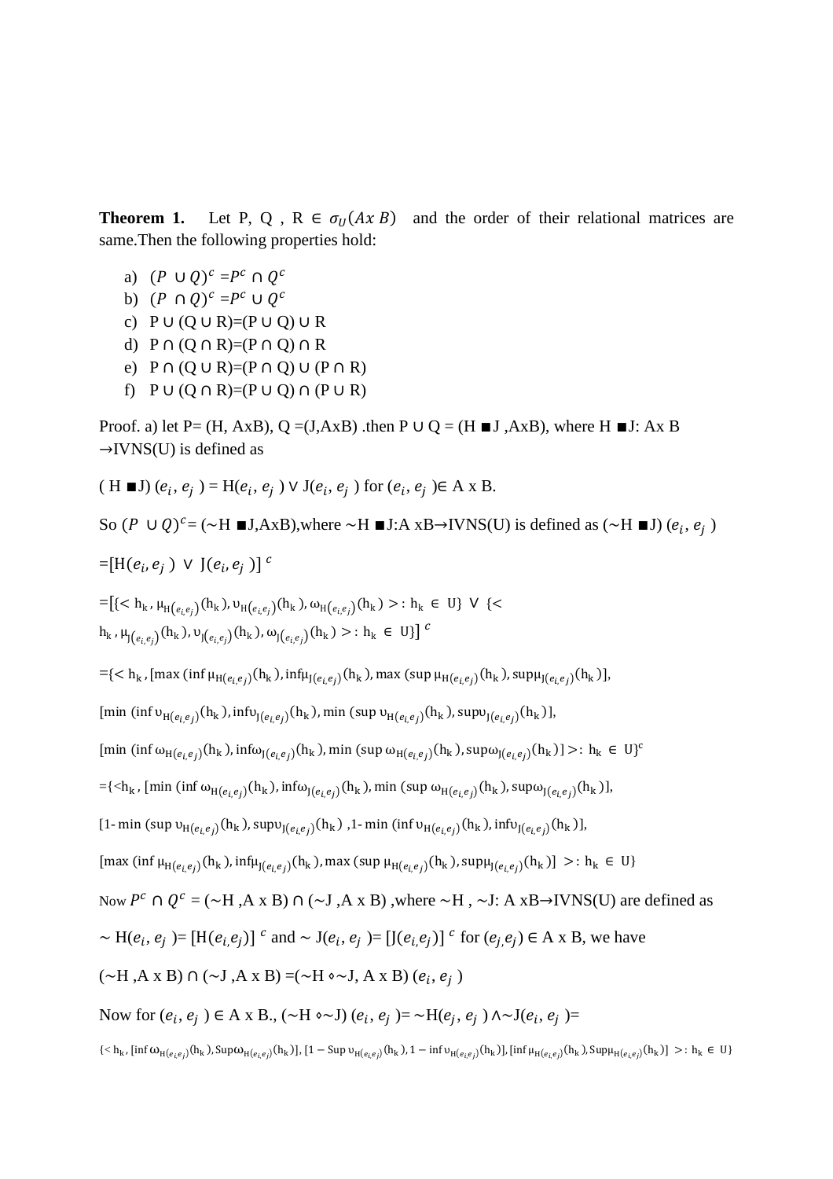**Theorem 1.** Let P, Q , R $\in \sigma_U(A x\ B)$ and the order of their relational matrices are same.Then the following properties hold:

a) $(P \cup Q)^c = P^c \cap Q^c$
b) $(P \cap Q)^c = P^c \cup Q^c$
c) P ∪ (Q ∪ R)=(P ∪ Q) ∪ R
d) P ∩ (Q ∩ R)=(P ∩ Q) ∩ R
e) P ∩ (Q ∪ R)=(P ∩ Q) ∪ (P ∩ R)
f) P ∪ (Q ∩ R)=(P ∪ Q) ∩ (P ∪ R)

Proof. a) let P= (H, AxB), Q =(J,AxB) .then P ∪ Q = (H ■J ,AxB), where H ■J: Ax B →IVNS(U) is defined as

( H ■J) $(e_i, e_j)$ = H$(e_i, e_j)$ ∨ J$(e_i, e_j)$ for $(e_i, e_j)$∈ A x B.

So $(P \cup Q)^c$= (~H ■J,AxB),where ~H ■J:A xB→IVNS(U) is defined as (~H ■J) $(e_i, e_j)$

$=[\mathrm{H}(e_i, e_j) \vee \mathrm{J}(e_i, e_j)]^c$

$=[\{<\mathrm{h_k}, \mu_{\mathrm{H}(e_i, e_j)}(\mathrm{h_k}), \upsilon_{\mathrm{H}(e_i, e_j)}(\mathrm{h_k}), \omega_{\mathrm{H}(e_i, e_j)}(\mathrm{h_k})>: \mathrm{h_k} \in \mathrm{U}\} \vee \{<\mathrm{h_k}, \mu_{\mathrm{J}(e_i, e_j)}(\mathrm{h_k}), \upsilon_{\mathrm{J}(e_i, e_j)}(\mathrm{h_k}), \omega_{\mathrm{J}(e_i, e_j)}(\mathrm{h_k})>: \mathrm{h_k} \in \mathrm{U}\}]^c$

$=\{<\mathrm{h_k}, [\max(\inf \mu_{\mathrm{H}(e_i, e_j)}(\mathrm{h_k}), \inf\mu_{\mathrm{J}(e_i, e_j)}(\mathrm{h_k}), \max(\sup \mu_{\mathrm{H}(e_i, e_j)}(\mathrm{h_k}), \sup\mu_{\mathrm{J}(e_i, e_j)}(\mathrm{h_k})],$

$[\min(\inf \upsilon_{\mathrm{H}(e_i, e_j)}(\mathrm{h_k}), \inf\upsilon_{\mathrm{J}(e_i, e_j)}(\mathrm{h_k}), \min(\sup \upsilon_{\mathrm{H}(e_i, e_j)}(\mathrm{h_k}), \sup\upsilon_{\mathrm{J}(e_i, e_j)}(\mathrm{h_k})],$

$[\min(\inf \omega_{\mathrm{H}(e_i, e_j)}(\mathrm{h_k}), \inf\omega_{\mathrm{J}(e_i, e_j)}(\mathrm{h_k}), \min(\sup \omega_{\mathrm{H}(e_i, e_j)}(\mathrm{h_k}), \sup\omega_{\mathrm{J}(e_i, e_j)}(\mathrm{h_k})]>: \mathrm{h_k} \in \mathrm{U}\}^c$

$=\{<\mathrm{h_k}, [\min(\inf \omega_{\mathrm{H}(e_i, e_j)}(\mathrm{h_k}), \inf\omega_{\mathrm{J}(e_i, e_j)}(\mathrm{h_k}), \min(\sup \omega_{\mathrm{H}(e_i, e_j)}(\mathrm{h_k}), \sup\omega_{\mathrm{J}(e_i, e_j)}(\mathrm{h_k})],$

$[1-\min(\sup \upsilon_{\mathrm{H}(e_i, e_j)}(\mathrm{h_k}), \sup\upsilon_{\mathrm{J}(e_i, e_j)}(\mathrm{h_k}), 1-\min(\inf \upsilon_{\mathrm{H}(e_i, e_j)}(\mathrm{h_k}), \inf\upsilon_{\mathrm{J}(e_i, e_j)}(\mathrm{h_k})],$

$[\max(\inf \mu_{\mathrm{H}(e_i, e_j)}(\mathrm{h_k}), \inf\mu_{\mathrm{J}(e_i, e_j)}(\mathrm{h_k}), \max(\sup \mu_{\mathrm{H}(e_i, e_j)}(\mathrm{h_k}), \sup\mu_{\mathrm{J}(e_i, e_j)}(\mathrm{h_k})]>: \mathrm{h_k} \in \mathrm{U}\}$

Now $P^c \cap Q^c$ = (~H ,A x B) ∩ (~J ,A x B) ,where ~H , ~J: A xB→IVNS(U) are defined as

~ H$(e_i, e_j)$= $[\mathrm{H}(e_i, e_j)]^c$ and ~ J$(e_i, e_j)$= $[\mathrm{J}(e_i, e_j)]^c$ for $(e_j, e_j)$ ∈ A x B, we have

(~H ,A x B) ∩ (~J ,A x B) =(~H ⋄~J, A x B) $(e_i, e_j)$

Now for $(e_i, e_j)$ ∈ A x B., (~H ⋄~J) $(e_i, e_j)$= ~H$(e_j, e_j)$ ∧~J$(e_i, e_j)$=

$\{<\mathrm{h_k}, [\inf \omega_{\mathrm{H}(e_i, e_j)}(\mathrm{h_k}), \mathrm{Sup}\omega_{\mathrm{H}(e_i, e_j)}(\mathrm{h_k})], [1-\mathrm{Sup}\ \upsilon_{\mathrm{H}(e_i, e_j)}(\mathrm{h_k}), 1-\inf \upsilon_{\mathrm{H}(e_i, e_j)}(\mathrm{h_k})], [\inf \mu_{\mathrm{H}(e_i, e_j)}(\mathrm{h_k}), \mathrm{Sup}\mu_{\mathrm{H}(e_i, e_j)}(\mathrm{h_k})]>: \mathrm{h_k} \in \mathrm{U}\}$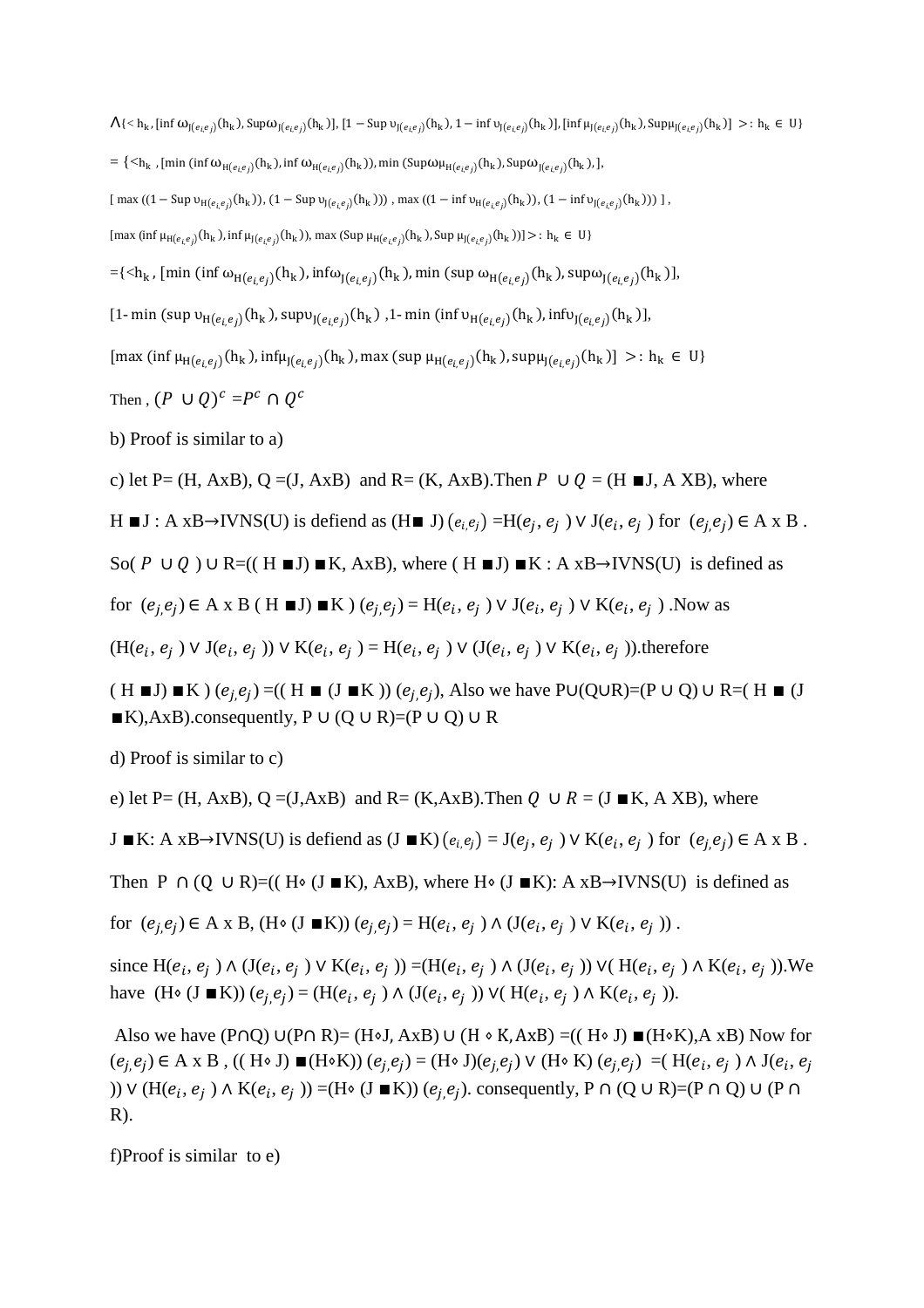$\wedge\{<\mathrm{h_k}, [\inf \omega_{\mathrm{J}(e_i e_j)}(\mathrm{h_k}), \mathrm{Sup}\omega_{\mathrm{J}(e_i e_j)}(\mathrm{h_k})], [1 - \mathrm{Sup}\, \upsilon_{\mathrm{J}(e_i e_j)}(\mathrm{h_k}), 1 - \inf \upsilon_{\mathrm{J}(e_i e_j)}(\mathrm{h_k})], [\inf \mu_{\mathrm{J}(e_i e_j)}(\mathrm{h_k}), \mathrm{Sup}\mu_{\mathrm{J}(e_i e_j)}(\mathrm{h_k})] >: \mathrm{h_k} \in \mathrm{U}\}$

$= \{<\mathrm{h_k}, [\min (\inf \omega_{\mathrm{H}(e_i e_j)}(\mathrm{h_k}), \inf \omega_{\mathrm{H}(e_i e_j)}(\mathrm{h_k})), \min (\mathrm{Sup}\omega\mu_{\mathrm{H}(e_i e_j)}(\mathrm{h_k}), \mathrm{Sup}\omega_{\mathrm{J}(e_i e_j)}(\mathrm{h_k}),],$

$[\max ((1 - \mathrm{Sup}\, \upsilon_{\mathrm{H}(e_i e_j)}(\mathrm{h_k})), (1 - \mathrm{Sup}\, \upsilon_{\mathrm{J}(e_i e_j)}(\mathrm{h_k}))), \max ((1 - \inf \upsilon_{\mathrm{H}(e_i e_j)}(\mathrm{h_k})), (1 - \inf \upsilon_{\mathrm{J}(e_i e_j)}(\mathrm{h_k})))],$

$[\max (\inf \mu_{\mathrm{H}(e_i e_j)}(\mathrm{h_k}), \inf \mu_{\mathrm{J}(e_i e_j)}(\mathrm{h_k})), \max (\mathrm{Sup}\, \mu_{\mathrm{H}(e_i e_j)}(\mathrm{h_k}), \mathrm{Sup}\, \mu_{\mathrm{J}(e_i e_j)}(\mathrm{h_k}))] >: \mathrm{h_k} \in \mathrm{U}\}$

$=\{<\mathrm{h_k}, [\min (\inf \omega_{\mathrm{H}(e_i e_j)}(\mathrm{h_k}), \inf\omega_{\mathrm{J}(e_i e_j)}(\mathrm{h_k}), \min (\sup \omega_{\mathrm{H}(e_i e_j)}(\mathrm{h_k}), \sup\omega_{\mathrm{J}(e_i e_j)}(\mathrm{h_k})],$

$[1\text{-} \min (\sup \upsilon_{\mathrm{H}(e_i e_j)}(\mathrm{h_k}), \sup\upsilon_{\mathrm{J}(e_i e_j)}(\mathrm{h_k}), 1\text{-} \min (\inf \upsilon_{\mathrm{H}(e_i e_j)}(\mathrm{h_k}), \inf\upsilon_{\mathrm{J}(e_i e_j)}(\mathrm{h_k})],$

$[\max (\inf \mu_{\mathrm{H}(e_i e_j)}(\mathrm{h_k}), \inf\mu_{\mathrm{J}(e_i e_j)}(\mathrm{h_k}), \max (\sup \mu_{\mathrm{H}(e_i e_j)}(\mathrm{h_k}), \sup\mu_{\mathrm{J}(e_i e_j)}(\mathrm{h_k})] >: \mathrm{h_k} \in \mathrm{U}\}$

Then , $(P \cup Q)^c = P^c \cap Q^c$

b) Proof is similar to a)

c) let P= (H, AxB), Q =(J, AxB) and R= (K, AxB).Then $P \cup Q$ = (H ■J, A XB), where

H ■J : A xB→IVNS(U) is defiend as (H■ J) $(e_i, e_j)$ =H($e_j$, $e_j$ ) ∨ J($e_i$, $e_j$ ) for $(e_j, e_j) \in$ A x B .

So( $P \cup Q$ ) ∪ R=(( H ■J) ■K, AxB), where ( H ■J) ■K : A xB→IVNS(U) is defined as

for $(e_j, e_j) \in$ A x B ( H ■J) ■K ) $(e_j, e_j)$ = H($e_i$, $e_j$ ) ∨ J($e_i$, $e_j$ ) ∨ K($e_i$, $e_j$ ) .Now as

(H($e_i$, $e_j$ ) ∨ J($e_i$, $e_j$ )) ∨ K($e_i$, $e_j$ ) = H($e_i$, $e_j$ ) ∨ (J($e_i$, $e_j$ ) ∨ K($e_i$, $e_j$ )).therefore

( H ■J) ■K ) $(e_j, e_j)$ =(( H ■ (J ■K )) $(e_j, e_j)$, Also we have P∪(Q∪R)=(P ∪ Q) ∪ R=( H ■ (J ■K),AxB).consequently, P ∪ (Q ∪ R)=(P ∪ Q) ∪ R

d) Proof is similar to c)

e) let P= (H, AxB), Q =(J,AxB) and R= (K,AxB).Then $Q \cup R$ = (J ■K, A XB), where

J ■K: A xB→IVNS(U) is defiend as (J ■K) $(e_i, e_j)$ = J($e_j$, $e_j$ ) ∨ K($e_i$, $e_j$ ) for $(e_j, e_j) \in$ A x B .

Then P ∩ (Q ∪ R)=(( H⋄ (J ■K), AxB), where H⋄ (J ■K): A xB→IVNS(U) is defined as

for $(e_j, e_j) \in$ A x B, (H⋄ (J ■K)) $(e_j, e_j)$ = H($e_i$, $e_j$ ) ∧ (J($e_i$, $e_j$ ) ∨ K($e_i$, $e_j$ )) .

since H($e_i$, $e_j$ ) ∧ (J($e_i$, $e_j$ ) ∨ K($e_i$, $e_j$ )) =(H($e_i$, $e_j$ ) ∧ (J($e_i$, $e_j$ )) ∨( H($e_i$, $e_j$ ) ∧ K($e_i$, $e_j$ )).We have (H⋄ (J ■K)) $(e_j, e_j)$ = (H($e_i$, $e_j$ ) ∧ (J($e_i$, $e_j$ )) ∨( H($e_i$, $e_j$ ) ∧ K($e_i$, $e_j$ )).

Also we have (P∩Q) ∪(P∩ R)= (H⋄J, AxB) ∪ (H ⋄ K,AxB) =(( H⋄ J) ■(H⋄K),A xB) Now for $(e_j, e_j) \in$ A x B , (( H⋄ J) ■(H⋄K)) $(e_j, e_j)$ = (H⋄ J)$(e_j, e_j)$ ∨ (H⋄ K) $(e_j, e_j)$ =( H($e_i$, $e_j$ ) ∧ J($e_i$, $e_j$ )) ∨ (H($e_i$, $e_j$ ) ∧ K($e_i$, $e_j$ )) =(H⋄ (J ■K)) $(e_j, e_j)$. consequently, P ∩ (Q ∪ R)=(P ∩ Q) ∪ (P ∩ R).

f)Proof is similar to e)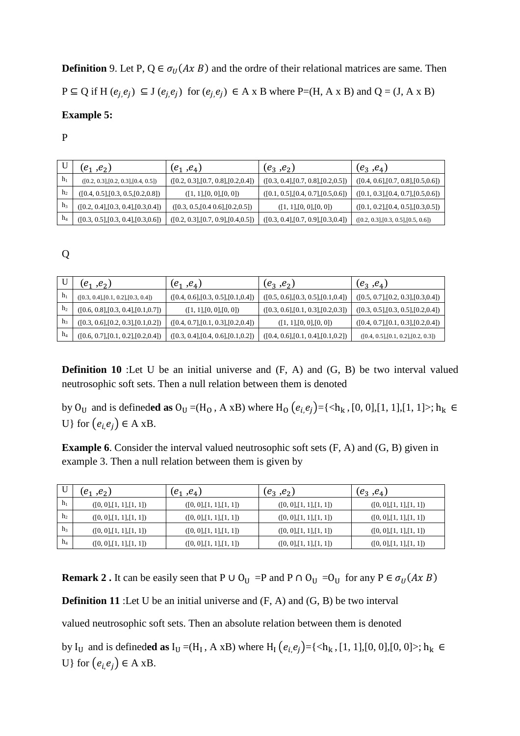**Definition** 9. Let P, Q ∈ $\sigma_U(Ax\ B)$ and the ordre of their relational matrices are same. Then P ⊆ Q if H $(e_{j,}e_j)$ ⊆ J $(e_{j,}e_j)$ for $(e_{j,}e_j)$ ∈ A x B where P=(H, A x B) and Q = (J, A x B)

**Example 5:**

P

| U | $(e_1, e_2)$ | $(e_1, e_4)$ | $(e_3, e_2)$ | $(e_3, e_4)$ |
|---|---|---|---|---|
| $h_1$ | ([0.2, 0.3],[0.2, 0.3],[0.4, 0.5]) | ([0.2, 0.3],[0.7, 0.8],[0.2,0.4]) | ([0.3, 0.4],[0.7, 0.8],[0.2,0.5]) | ([0.4, 0.6],[0.7, 0.8],[0.5,0.6]) |
| $h_2$ | ([0.4, 0.5],[0.3, 0.5,[0.2,0.8]) | ([1, 1],[0, 0],[0, 0]) | ([0.1, 0.5],[0.4, 0.7],[0.5,0.6]) | ([0.1, 0.3],[0.4, 0.7],[0.5,0.6]) |
| $h_3$ | ([0.2, 0.4],[0.3, 0.4],[0.3,0.4]) | ([0.3, 0.5,[0.4 0.6],[0.2,0.5]) | ([1, 1],[0, 0],[0, 0]) | ([0.1, 0.2],[0.4, 0.5],[0.3,0.5]) |
| $h_4$ | ([0.3, 0.5],[0.3, 0.4],[0.3,0.6]) | ([0.2, 0.3],[0.7, 0.9],[0.4,0.5]) | ([0.3, 0.4],[0.7, 0.9],[0.3,0.4]) | ([0.2, 0.3],[0.3, 0.5],[0.5, 0.6]) |

Q

| U | $(e_1, e_2)$ | $(e_1, e_4)$ | $(e_3, e_2)$ | $(e_3, e_4)$ |
|---|---|---|---|---|
| $h_1$ | ([0.3, 0.4],[0.1, 0.2],[0.3, 0.4]) | ([0.4, 0.6],[0.3, 0.5],[0.1,0.4]) | ([0.5, 0.6],[0.3, 0.5],[0.1,0.4]) | ([0.5, 0.7],[0.2, 0.3],[0.3,0.4]) |
| $h_2$ | ([0.6, 0.8],[0.3, 0.4],[0.1,0.7]) | ([1, 1],[0, 0],[0, 0]) | ([0.3, 0.6],[0.1, 0.3],[0.2,0.3]) | ([0.3, 0.5],[0.3, 0.5],[0.2,0.4]) |
| $h_3$ | ([0.3, 0.6],[0.2, 0.3],[0.1,0.2]) | ([0.4, 0.7],[0.1, 0.3],[0.2,0.4]) | ([1, 1],[0, 0],[0, 0]) | ([0.4, 0.7],[0.1, 0.3],[0.2,0.4]) |
| $h_4$ | ([0.6, 0.7],[0.1, 0.2],[0.2,0.4]) | ([0.3, 0.4],[0.4, 0.6],[0.1,0.2]) | ([0.4, 0.6],[0.1, 0.4],[0.1,0.2]) | ([0.4, 0.5],[0.1, 0.2],[0.2, 0.3]) |

**Definition 10** :Let U be an initial universe and (F, A) and (G, B) be two interval valued neutrosophic soft sets. Then a null relation between them is denoted

by $O_U$ and is defin**ed as** $O_U$ =($H_O$ , A xB) where $H_O\left(e_{i,}e_j\right)$={<$h_k$ , [0, 0],[1, 1],[1, 1]>; $h_k$ ∈ U} for $\left(e_{i,}e_j\right)$ ∈ A xB.

**Example 6**. Consider the interval valued neutrosophic soft sets (F, A) and (G, B) given in example 3. Then a null relation between them is given by

| U | $(e_1, e_2)$ | $(e_1, e_4)$ | $(e_3, e_2)$ | $(e_3, e_4)$ |
|---|---|---|---|---|
| $h_1$ | ([0, 0],[1, 1],[1, 1]) | ([0, 0],[1, 1],[1, 1]) | ([0, 0],[1, 1],[1, 1]) | ([0, 0],[1, 1],[1, 1]) |
| $h_2$ | ([0, 0],[1, 1],[1, 1]) | ([0, 0],[1, 1],[1, 1]) | ([0, 0],[1, 1],[1, 1]) | ([0, 0],[1, 1],[1, 1]) |
| $h_3$ | ([0, 0],[1, 1],[1, 1]) | ([0, 0],[1, 1],[1, 1]) | ([0, 0],[1, 1],[1, 1]) | ([0, 0],[1, 1],[1, 1]) |
| $h_4$ | ([0, 0],[1, 1],[1, 1]) | ([0, 0],[1, 1],[1, 1]) | ([0, 0],[1, 1],[1, 1]) | ([0, 0],[1, 1],[1, 1]) |

**Remark 2 .** It can be easily seen that P ∪ $O_U$ =P and P ∩ $O_U$ =$O_U$ for any P ∈ $\sigma_U(Ax\ B)$

**Definition 11** :Let U be an initial universe and (F, A) and (G, B) be two interval valued neutrosophic soft sets. Then an absolute relation between them is denoted

by $I_U$ and is defin**ed as** $I_U$ =($H_I$ , A xB) where $H_I\left(e_{i,}e_j\right)$={<$h_k$ , [1, 1],[0, 0],[0, 0]>; $h_k$ ∈ U} for $\left(e_{i,}e_j\right)$ ∈ A xB.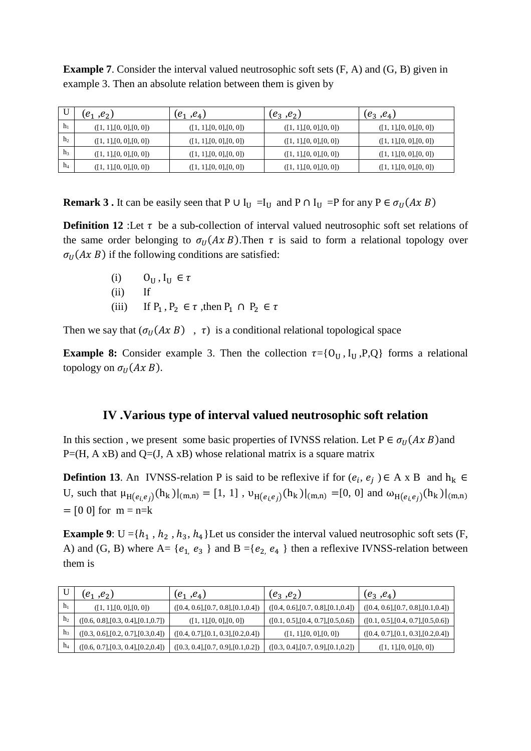**Example 7**. Consider the interval valued neutrosophic soft sets (F, A) and (G, B) given in example 3. Then an absolute relation between them is given by

| U | $(e_1, e_2)$ | $(e_1, e_4)$ | $(e_3, e_2)$ | $(e_3, e_4)$ |
|---|---|---|---|---|
| $h_1$ | ([1, 1],[0, 0],[0, 0]) | ([1, 1],[0, 0],[0, 0]) | ([1, 1],[0, 0],[0, 0]) | ([1, 1],[0, 0],[0, 0]) |
| $h_2$ | ([1, 1],[0, 0],[0, 0]) | ([1, 1],[0, 0],[0, 0]) | ([1, 1],[0, 0],[0, 0]) | ([1, 1],[0, 0],[0, 0]) |
| $h_3$ | ([1, 1],[0, 0],[0, 0]) | ([1, 1],[0, 0],[0, 0]) | ([1, 1],[0, 0],[0, 0]) | ([1, 1],[0, 0],[0, 0]) |
| $h_4$ | ([1, 1],[0, 0],[0, 0]) | ([1, 1],[0, 0],[0, 0]) | ([1, 1],[0, 0],[0, 0]) | ([1, 1],[0, 0],[0, 0]) |

**Remark 3 .** It can be easily seen that $P \cup I_U = I_U$ and $P \cap I_U = P$ for any $P \in \sigma_U(Ax\ B)$

**Definition 12** :Let $\tau$ be a sub-collection of interval valued neutrosophic soft set relations of the same order belonging to $\sigma_U(Ax\ B)$.Then $\tau$ is said to form a relational topology over $\sigma_U(Ax\ B)$ if the following conditions are satisfied:

(i) $0_U, I_U \in \tau$
(ii) If
(iii) If $P_1, P_2 \in \tau$ ,then $P_1 \cap P_2 \in \tau$

Then we say that $(\sigma_U(Ax\ B)\ ,\ \tau)$ is a conditional relational topological space

**Example 8:** Consider example 3. Then the collection $\tau=\{0_U, I_U, P, Q\}$ forms a relational topology on $\sigma_U(Ax\ B)$.

## IV .Various type of interval valued neutrosophic soft relation

In this section , we present some basic properties of IVNSS relation. Let $P \in \sigma_U(Ax\ B)$and P=(H, A xB) and Q=(J, A xB) whose relational matrix is a square matrix

**Defintion 13**. An IVNSS-relation P is said to be reflexive if for $(e_i, e_j) \in$ A x B and $h_k \in$ U, such that $\mu_{H(e_i,e_j)}(h_k)|_{(m,n)} = [1, 1]$ , $\upsilon_{H(e_i,e_j)}(h_k)|_{(m,n)} = [0, 0]$ and $\omega_{H(e_i,e_j)}(h_k)|_{(m,n)} = [0\ 0]$ for m = n=k

**Example 9**: U $=\{h_1, h_2, h_3, h_4\}$Let us consider the interval valued neutrosophic soft sets (F, A) and (G, B) where A= $\{e_1, e_3\}$ and B $=\{e_2, e_4\}$ then a reflexive IVNSS-relation between them is

| U | $(e_1, e_2)$ | $(e_1, e_4)$ | $(e_3, e_2)$ | $(e_3, e_4)$ |
|---|---|---|---|---|
| $h_1$ | ([1, 1],[0, 0],[0, 0]) | ([0.4, 0.6],[0.7, 0.8],[0.1,0.4]) | ([0.4, 0.6],[0.7, 0.8],[0.1,0.4]) | ([0.4, 0.6],[0.7, 0.8],[0.1,0.4]) |
| $h_2$ | ([0.6, 0.8],[0.3, 0.4],[0.1,0.7]) | ([1, 1],[0, 0],[0, 0]) | ([0.1, 0.5],[0.4, 0.7],[0.5,0.6]) | ([0.1, 0.5],[0.4, 0.7],[0.5,0.6]) |
| $h_3$ | ([0.3, 0.6],[0.2, 0.7],[0.3,0.4]) | ([0.4, 0.7],[0.1, 0.3],[0.2,0.4]) | ([1, 1],[0, 0],[0, 0]) | ([0.4, 0.7],[0.1, 0.3],[0.2,0.4]) |
| $h_4$ | ([0.6, 0.7],[0.3, 0.4],[0.2,0.4]) | ([0.3, 0.4],[0.7, 0.9],[0.1,0.2]) | ([0.3, 0.4],[0.7, 0.9],[0.1,0.2]) | ([1, 1],[0, 0],[0, 0]) |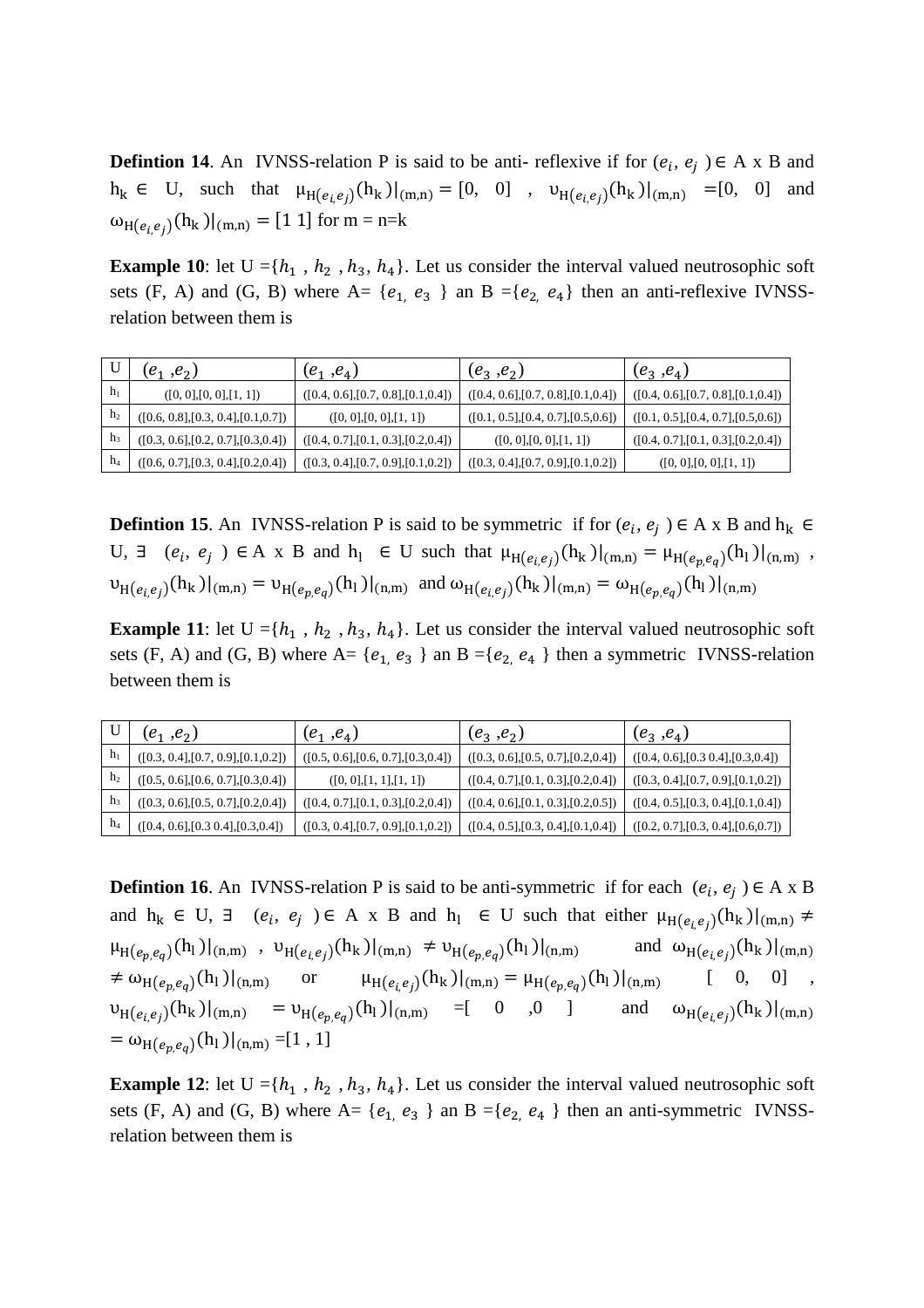**Defintion 14**. An IVNSS-relation P is said to be anti- reflexive if for $(e_i, e_j) \in$ A x B and $h_k \in$ U, such that $\mu_{H(e_i,e_j)}(h_k)|_{(m,n)} = [0, 0]$ , $\upsilon_{H(e_i,e_j)}(h_k)|_{(m,n)} = [0, 0]$ and $\omega_{H(e_i,e_j)}(h_k)|_{(m,n)} = [1\ 1]$ for m = n=k

**Example 10**: let U ={$h_1$ , $h_2$ , $h_3$, $h_4$}. Let us consider the interval valued neutrosophic soft sets (F, A) and (G, B) where A= {$e_1$, $e_3$ } an B ={$e_2$, $e_4$} then an anti-reflexive IVNSS-relation between them is

| U | $(e_1, e_2)$ | $(e_1, e_4)$ | $(e_3, e_2)$ | $(e_3, e_4)$ |
|---|---|---|---|---|
| $h_1$ | ([0, 0],[0, 0],[1, 1]) | ([0.4, 0.6],[0.7, 0.8],[0.1,0.4]) | ([0.4, 0.6],[0.7, 0.8],[0.1,0.4]) | ([0.4, 0.6],[0.7, 0.8],[0.1,0.4]) |
| $h_2$ | ([0.6, 0.8],[0.3, 0.4],[0.1,0.7]) | ([0, 0],[0, 0],[1, 1]) | ([0.1, 0.5],[0.4, 0.7],[0.5,0.6]) | ([0.1, 0.5],[0.4, 0.7],[0.5,0.6]) |
| $h_3$ | ([0.3, 0.6],[0.2, 0.7],[0.3,0.4]) | ([0.4, 0.7],[0.1, 0.3],[0.2,0.4]) | ([0, 0],[0, 0],[1, 1]) | ([0.4, 0.7],[0.1, 0.3],[0.2,0.4]) |
| $h_4$ | ([0.6, 0.7],[0.3, 0.4],[0.2,0.4]) | ([0.3, 0.4],[0.7, 0.9],[0.1,0.2]) | ([0.3, 0.4],[0.7, 0.9],[0.1,0.2]) | ([0, 0],[0, 0],[1, 1]) |

**Defintion 15**. An IVNSS-relation P is said to be symmetric if for $(e_i, e_j) \in$ A x B and $h_k \in$ U, ∃ $(e_i, e_j) \in$ A x B and $h_l \in$ U such that $\mu_{H(e_i,e_j)}(h_k)|_{(m,n)} = \mu_{H(e_p,e_q)}(h_l)|_{(n,m)}$ , $\upsilon_{H(e_i,e_j)}(h_k)|_{(m,n)} = \upsilon_{H(e_p,e_q)}(h_l)|_{(n,m)}$ and $\omega_{H(e_i,e_j)}(h_k)|_{(m,n)} = \omega_{H(e_p,e_q)}(h_l)|_{(n,m)}$

**Example 11**: let U ={$h_1$ , $h_2$ , $h_3$, $h_4$}. Let us consider the interval valued neutrosophic soft sets (F, A) and (G, B) where A= {$e_1$, $e_3$ } an B ={$e_2$, $e_4$ } then a symmetric IVNSS-relation between them is

| U | $(e_1, e_2)$ | $(e_1, e_4)$ | $(e_3, e_2)$ | $(e_3, e_4)$ |
|---|---|---|---|---|
| $h_1$ | ([0.3, 0.4],[0.7, 0.9],[0.1,0.2]) | ([0.5, 0.6],[0.6, 0.7],[0.3,0.4]) | ([0.3, 0.6],[0.5, 0.7],[0.2,0.4]) | ([0.4, 0.6],[0.3 0.4],[0.3,0.4]) |
| $h_2$ | ([0.5, 0.6],[0.6, 0.7],[0.3,0.4]) | ([0, 0],[1, 1],[1, 1]) | ([0.4, 0.7],[0.1, 0.3],[0.2,0.4]) | ([0.3, 0.4],[0.7, 0.9],[0.1,0.2]) |
| $h_3$ | ([0.3, 0.6],[0.5, 0.7],[0.2,0.4]) | ([0.4, 0.7],[0.1, 0.3],[0.2,0.4]) | ([0.4, 0.6],[0.1, 0.3],[0.2,0.5]) | ([0.4, 0.5],[0.3, 0.4],[0.1,0.4]) |
| $h_4$ | ([0.4, 0.6],[0.3 0.4],[0.3,0.4]) | ([0.3, 0.4],[0.7, 0.9],[0.1,0.2]) | ([0.4, 0.5],[0.3, 0.4],[0.1,0.4]) | ([0.2, 0.7],[0.3, 0.4],[0.6,0.7]) |

**Defintion 16**. An IVNSS-relation P is said to be anti-symmetric if for each $(e_i, e_j) \in$ A x B and $h_k \in$ U, ∃ $(e_i, e_j) \in$ A x B and $h_l \in$ U such that either $\mu_{H(e_i,e_j)}(h_k)|_{(m,n)} \neq \mu_{H(e_p,e_q)}(h_l)|_{(n,m)}$ , $\upsilon_{H(e_i,e_j)}(h_k)|_{(m,n)} \neq \upsilon_{H(e_p,e_q)}(h_l)|_{(n,m)}$ and $\omega_{H(e_i,e_j)}(h_k)|_{(m,n)} \neq \omega_{H(e_p,e_q)}(h_l)|_{(n,m)}$ or $\mu_{H(e_i,e_j)}(h_k)|_{(m,n)} = \mu_{H(e_p,e_q)}(h_l)|_{(n,m)}$ [ 0, 0] , $\upsilon_{H(e_i,e_j)}(h_k)|_{(m,n)} = \upsilon_{H(e_p,e_q)}(h_l)|_{(n,m)}$ =[ 0 ,0 ] and $\omega_{H(e_i,e_j)}(h_k)|_{(m,n)} = \omega_{H(e_p,e_q)}(h_l)|_{(n,m)}$ =[1 , 1]

**Example 12**: let U ={$h_1$ , $h_2$ , $h_3$, $h_4$}. Let us consider the interval valued neutrosophic soft sets (F, A) and (G, B) where A= {$e_1$, $e_3$ } an B ={$e_2$, $e_4$ } then an anti-symmetric IVNSS-relation between them is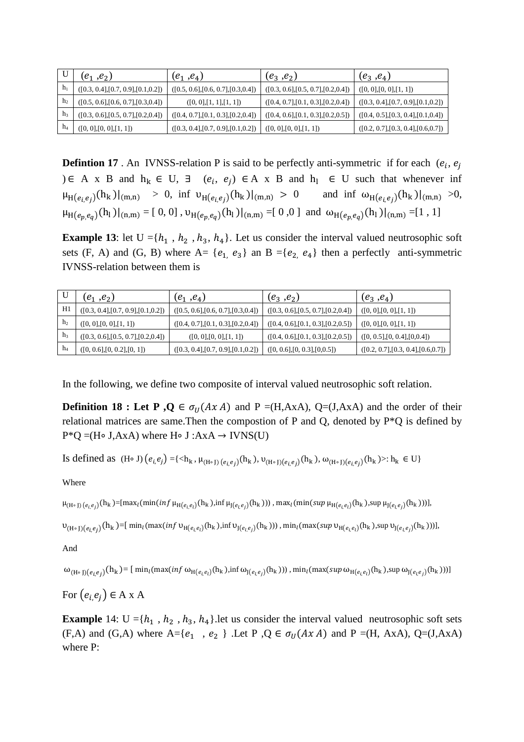| U | $(e_1, e_2)$ | $(e_1, e_4)$ | $(e_3, e_2)$ | $(e_3, e_4)$ |
|---|---|---|---|---|
| $h_1$ | ([0.3, 0.4],[0.7, 0.9],[0.1,0.2]) | ([0.5, 0.6],[0.6, 0.7],[0.3,0.4]) | ([0.3, 0.6],[0.5, 0.7],[0.2,0.4]) | ([0, 0],[0, 0],[1, 1]) |
| $h_2$ | ([0.5, 0.6],[0.6, 0.7],[0.3,0.4]) | ([0, 0],[1, 1],[1, 1]) | ([0.4, 0.7],[0.1, 0.3],[0.2,0.4]) | ([0.3, 0.4],[0.7, 0.9],[0.1,0.2]) |
| $h_3$ | ([0.3, 0.6],[0.5, 0.7],[0.2,0.4]) | ([0.4, 0.7],[0.1, 0.3],[0.2,0.4]) | ([0.4, 0.6],[0.1, 0.3],[0.2,0.5]) | ([0.4, 0.5],[0.3, 0.4],[0.1,0.4]) |
| $h_4$ | ([0, 0],[0, 0],[1, 1]) | ([0.3, 0.4],[0.7, 0.9],[0.1,0.2]) | ([0, 0],[0, 0],[1, 1]) | ([0.2, 0.7],[0.3, 0.4],[0.6,0.7]) |

**Defintion 17** . An IVNSS-relation P is said to be perfectly anti-symmetric if for each $(e_i, e_j) \in$ A x B and $h_k \in$ U, $\exists$ $(e_i, e_j) \in$ A x B and $h_l \in$ U such that whenever inf $\mu_{H(e_i,e_j)}(h_k)|_{(m,n)} > 0$, inf $\upsilon_{H(e_i,e_j)}(h_k)|_{(m,n)} > 0$ and inf $\omega_{H(e_i,e_j)}(h_k)|_{(m,n)} > 0$, $\mu_{H(e_p,e_q)}(h_l)|_{(n,m)} = [0, 0]$ , $\upsilon_{H(e_p,e_q)}(h_l)|_{(n,m)} = [0, 0]$ and $\omega_{H(e_p,e_q)}(h_l)|_{(n,m)} = [1, 1]$

**Example 13**: let U ={$h_1$ , $h_2$ , $h_3$, $h_4$}. Let us consider the interval valued neutrosophic soft sets (F, A) and (G, B) where A= {$e_1$, $e_3$} an B ={$e_2$, $e_4$} then a perfectly anti-symmetric IVNSS-relation between them is

| U | $(e_1, e_2)$ | $(e_1, e_4)$ | $(e_3, e_2)$ | $(e_3, e_4)$ |
|---|---|---|---|---|
| H1 | ([0.3, 0.4],[0.7, 0.9],[0.1,0.2]) | ([0.5, 0.6],[0.6, 0.7],[0.3,0.4]) | ([0.3, 0.6],[0.5, 0.7],[0.2,0.4]) | ([0, 0],[0, 0],[1, 1]) |
| $h_2$ | ([0, 0],[0, 0],[1, 1]) | ([0.4, 0.7],[0.1, 0.3],[0.2,0.4]) | ([0.4, 0.6],[0.1, 0.3],[0.2,0.5]) | ([0, 0],[0, 0],[1, 1]) |
| $h_3$ | ([0.3, 0.6],[0.5, 0.7],[0.2,0.4]) | ([0, 0],[0, 0],[1, 1]) | ([0.4, 0.6],[0.1, 0.3],[0.2,0.5]) | ([0, 0.5],[0, 0.4],[0,0.4]) |
| $h_4$ | ([0, 0.6],[0, 0.2],[0, 1]) | ([0.3, 0.4],[0.7, 0.9],[0.1,0.2]) | ([0, 0.6],[0, 0.3],[0,0.5]) | ([0.2, 0.7],[0.3, 0.4],[0.6,0.7]) |

In the following, we define two composite of interval valued neutrosophic soft relation.

**Definition 18 : Let P ,Q** $\in \sigma_U(A x A)$ and P =(H,AxA), Q=(J,AxA) and the order of their relational matrices are same.Then the compostion of P and Q, denoted by P*Q is defined by P*Q =(H∘ J,AxA) where H∘ J :AxA → IVNS(U)

Is defined as $(H\circ J)(e_i,e_j) = \{<h_k, \mu_{(H\circ J)(e_i,e_j)}(h_k), \upsilon_{(H\circ J)(e_i,e_j)}(h_k), \omega_{(H\circ J)(e_i,e_j)}(h_k)>: h_k \in U\}$

Where

$\mu_{(H\circ J)(e_i,e_j)}(h_k) = [\max_l(\min(\inf \mu_{H(e_i,e_l)}(h_k), \inf \mu_{J(e_l,e_j)}(h_k))), \max_l(\min(\sup \mu_{H(e_i,e_l)}(h_k), \sup \mu_{J(e_l,e_j)}(h_k)))]$,

$\upsilon_{(H\circ J)(e_i,e_j)}(h_k) = [\min_l(\max(\inf \upsilon_{H(e_i,e_l)}(h_k), \inf \upsilon_{J(e_l,e_j)}(h_k))), \min_l(\max(\sup \upsilon_{H(e_i,e_l)}(h_k), \sup \upsilon_{J(e_l,e_j)}(h_k)))]$,

And

$\omega_{(H\circ J)(e_i,e_j)}(h_k) = [\min_l(\max(\inf \omega_{H(e_i,e_l)}(h_k), \inf \omega_{J(e_l,e_j)}(h_k))), \min_l(\max(\sup \omega_{H(e_i,e_l)}(h_k), \sup \omega_{J(e_l,e_j)}(h_k)))]$

For $(e_i,e_j) \in$ A x A

**Example** 14: U ={$h_1$ , $h_2$ , $h_3$, $h_4$}.let us consider the interval valued neutrosophic soft sets (F,A) and (G,A) where A={$e_1$ , $e_2$ } .Let P ,Q $\in \sigma_U(A x A)$ and P =(H, AxA), Q=(J,AxA) where P: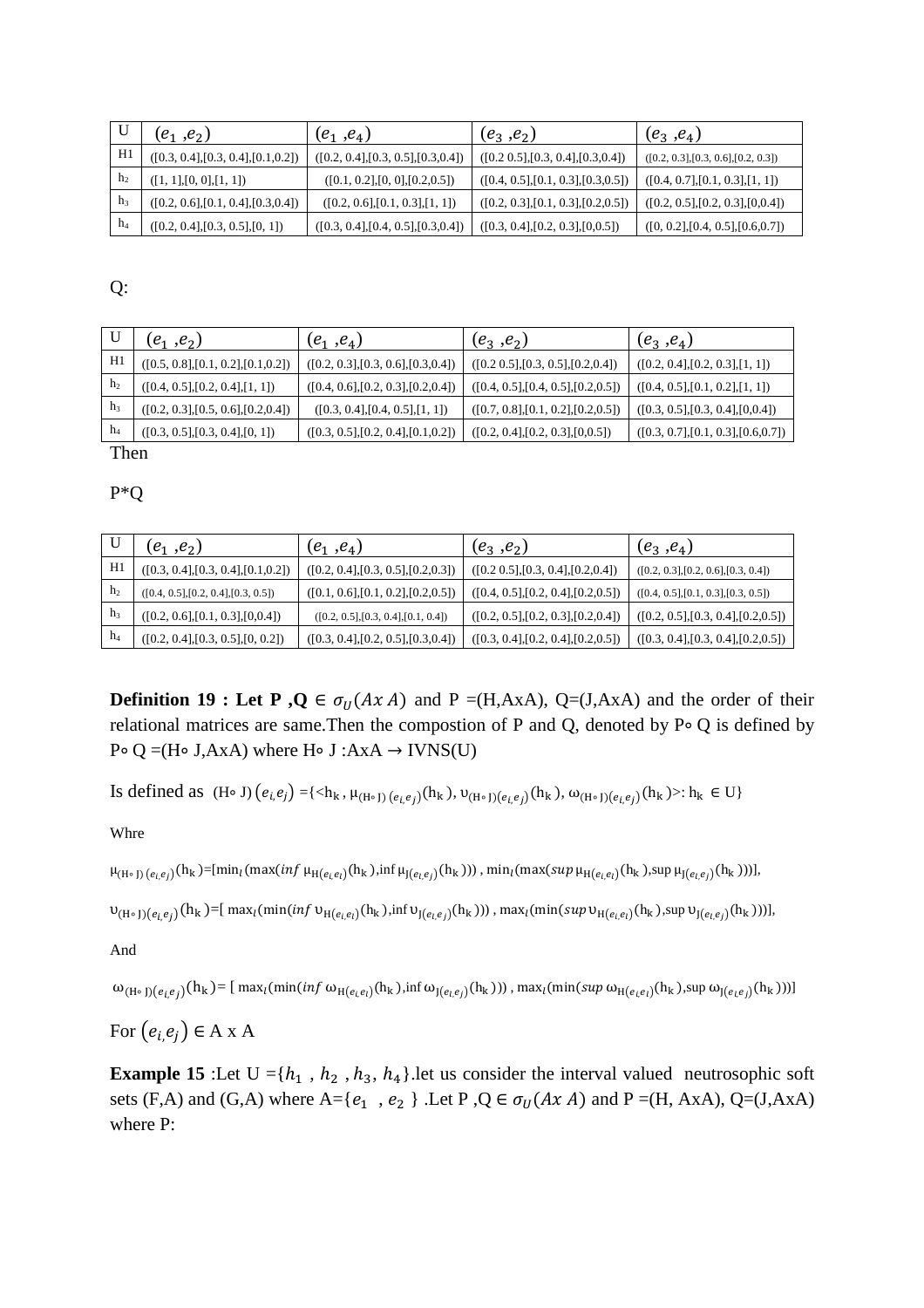| U | $(e_1, e_2)$ | $(e_1, e_4)$ | $(e_3, e_2)$ | $(e_3, e_4)$ |
|---|---|---|---|---|
| H1 | ([0.3, 0.4],[0.3, 0.4],[0.1,0.2]) | ([0.2, 0.4],[0.3, 0.5],[0.3,0.4]) | ([0.2 0.5],[0.3, 0.4],[0.3,0.4]) | ([0.2, 0.3],[0.3, 0.6],[0.2, 0.3]) |
| $h_2$ | ([1, 1],[0, 0],[1, 1]) | ([0.1, 0.2],[0, 0],[0.2,0.5]) | ([0.4, 0.5],[0.1, 0.3],[0.3,0.5]) | ([0.4, 0.7],[0.1, 0.3],[1, 1]) |
| $h_3$ | ([0.2, 0.6],[0.1, 0.4],[0.3,0.4]) | ([0.2, 0.6],[0.1, 0.3],[1, 1]) | ([0.2, 0.3],[0.1, 0.3],[0.2,0.5]) | ([0.2, 0.5],[0.2, 0.3],[0,0.4]) |
| $h_4$ | ([0.2, 0.4],[0.3, 0.5],[0, 1]) | ([0.3, 0.4],[0.4, 0.5],[0.3,0.4]) | ([0.3, 0.4],[0.2, 0.3],[0,0.5]) | ([0, 0.2],[0.4, 0.5],[0.6,0.7]) |

Q:

| U | $(e_1, e_2)$ | $(e_1, e_4)$ | $(e_3, e_2)$ | $(e_3, e_4)$ |
|---|---|---|---|---|
| H1 | ([0.5, 0.8],[0.1, 0.2],[0.1,0.2]) | ([0.2, 0.3],[0.3, 0.6],[0.3,0.4]) | ([0.2 0.5],[0.3, 0.5],[0.2,0.4]) | ([0.2, 0.4],[0.2, 0.3],[1, 1]) |
| $h_2$ | ([0.4, 0.5],[0.2, 0.4],[1, 1]) | ([0.4, 0.6],[0.2, 0.3],[0.2,0.4]) | ([0.4, 0.5],[0.4, 0.5],[0.2,0.5]) | ([0.4, 0.5],[0.1, 0.2],[1, 1]) |
| $h_3$ | ([0.2, 0.3],[0.5, 0.6],[0.2,0.4]) | ([0.3, 0.4],[0.4, 0.5],[1, 1]) | ([0.7, 0.8],[0.1, 0.2],[0.2,0.5]) | ([0.3, 0.5],[0.3, 0.4],[0,0.4]) |
| $h_4$ | ([0.3, 0.5],[0.3, 0.4],[0, 1]) | ([0.3, 0.5],[0.2, 0.4],[0.1,0.2]) | ([0.2, 0.4],[0.2, 0.3],[0,0.5]) | ([0.3, 0.7],[0.1, 0.3],[0.6,0.7]) |

Then

P*Q

| U | $(e_1, e_2)$ | $(e_1, e_4)$ | $(e_3, e_2)$ | $(e_3, e_4)$ |
|---|---|---|---|---|
| H1 | ([0.3, 0.4],[0.3, 0.4],[0.1,0.2]) | ([0.2, 0.4],[0.3, 0.5],[0.2,0.3]) | ([0.2 0.5],[0.3, 0.4],[0.2,0.4]) | ([0.2, 0.3],[0.2, 0.6],[0.3, 0.4]) |
| $h_2$ | ([0.4, 0.5],[0.2, 0.4],[0.3, 0.5]) | ([0.1, 0.6],[0.1, 0.2],[0.2,0.5]) | ([0.4, 0.5],[0.2, 0.4],[0.2,0.5]) | ([0.4, 0.5],[0.1, 0.3],[0.3, 0.5]) |
| $h_3$ | ([0.2, 0.6],[0.1, 0.3],[0,0.4]) | ([0.2, 0.5],[0.3, 0.4],[0.1, 0.4]) | ([0.2, 0.5],[0.2, 0.3],[0.2,0.4]) | ([0.2, 0.5],[0.3, 0.4],[0.2,0.5]) |
| $h_4$ | ([0.2, 0.4],[0.3, 0.5],[0, 0.2]) | ([0.3, 0.4],[0.2, 0.5],[0.3,0.4]) | ([0.3, 0.4],[0.2, 0.4],[0.2,0.5]) | ([0.3, 0.4],[0.3, 0.4],[0.2,0.5]) |

**Definition 19 : Let P ,Q** $\in \sigma_U(A x A)$ and P =(H,AxA), Q=(J,AxA) and the order of their relational matrices are same.Then the compostion of P and Q, denoted by P∘ Q is defined by P∘ Q =(H∘ J,AxA) where H∘ J :AxA → IVNS(U)

Is defined as $(H\circ J)(e_i,e_j) = \{<h_k, \mu_{(H\circ J)(e_i,e_j)}(h_k), \upsilon_{(H\circ J)(e_i,e_j)}(h_k), \omega_{(H\circ J)(e_i,e_j)}(h_k)>: h_k \in U\}$

Whre

$\mu_{(H\circ J)(e_i,e_j)}(h_k)=[\min_l(\max(\inf \mu_{H(e_i,e_l)}(h_k), \inf \mu_{J(e_l,e_j)}(h_k))), \min_l(\max(\sup \mu_{H(e_i,e_l)}(h_k), \sup \mu_{J(e_l,e_j)}(h_k)))]$,

$\upsilon_{(H\circ J)(e_i,e_j)}(h_k)=[\max_l(\min(\inf \upsilon_{H(e_i,e_l)}(h_k), \inf \upsilon_{J(e_l,e_j)}(h_k))), \max_l(\min(\sup \upsilon_{H(e_i,e_l)}(h_k), \sup \upsilon_{J(e_l,e_j)}(h_k)))]$,

And

$\omega_{(H\circ J)(e_i,e_j)}(h_k)= [\max_l(\min(\inf \omega_{H(e_i,e_l)}(h_k), \inf \omega_{J(e_l,e_j)}(h_k))), \max_l(\min(\sup \omega_{H(e_i,e_l)}(h_k), \sup \omega_{J(e_l,e_j)}(h_k)))]$

For $(e_i,e_j) \in$ A x A

**Example 15** :Let U ={$h_1$ , $h_2$ , $h_3$, $h_4$}.let us consider the interval valued neutrosophic soft sets (F,A) and (G,A) where A={$e_1$ , $e_2$ } .Let P ,Q $\in \sigma_U(A x A)$ and P =(H, AxA), Q=(J,AxA) where P: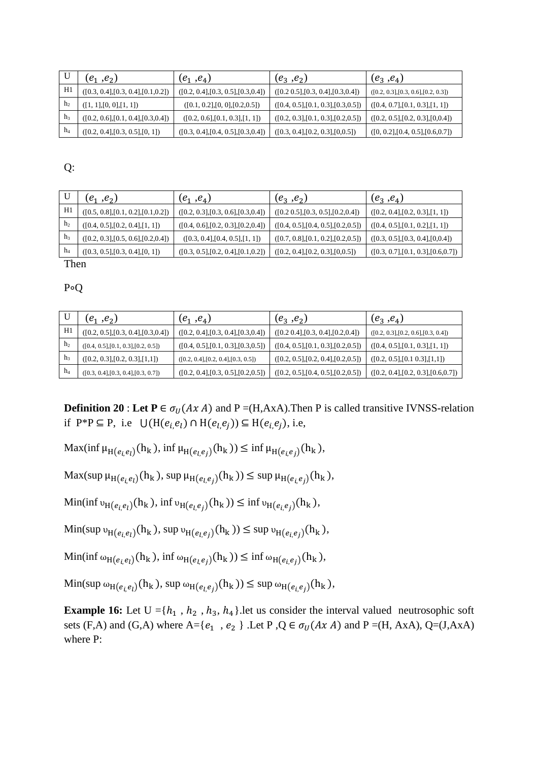| U | $(e_1, e_2)$ | $(e_1, e_4)$ | $(e_3, e_2)$ | $(e_3, e_4)$ |
|---|---|---|---|---|
| H1 | ([0.3, 0.4],[0.3, 0.4],[0.1,0.2]) | ([0.2, 0.4],[0.3, 0.5],[0.3,0.4]) | ([0.2 0.5],[0.3, 0.4],[0.3,0.4]) | ([0.2, 0.3],[0.3, 0.6],[0.2, 0.3]) |
| h2 | ([1, 1],[0, 0],[1, 1]) | ([0.1, 0.2],[0, 0],[0.2,0.5]) | ([0.4, 0.5],[0.1, 0.3],[0.3,0.5]) | ([0.4, 0.7],[0.1, 0.3],[1, 1]) |
| h3 | ([0.2, 0.6],[0.1, 0.4],[0.3,0.4]) | ([0.2, 0.6],[0.1, 0.3],[1, 1]) | ([0.2, 0.3],[0.1, 0.3],[0.2,0.5]) | ([0.2, 0.5],[0.2, 0.3],[0,0.4]) |
| h4 | ([0.2, 0.4],[0.3, 0.5],[0, 1]) | ([0.3, 0.4],[0.4, 0.5],[0.3,0.4]) | ([0.3, 0.4],[0.2, 0.3],[0,0.5]) | ([0, 0.2],[0.4, 0.5],[0.6,0.7]) |

Q:

| U | $(e_1, e_2)$ | $(e_1, e_4)$ | $(e_3, e_2)$ | $(e_3, e_4)$ |
|---|---|---|---|---|
| H1 | ([0.5, 0.8],[0.1, 0.2],[0.1,0.2]) | ([0.2, 0.3],[0.3, 0.6],[0.3,0.4]) | ([0.2 0.5],[0.3, 0.5],[0.2,0.4]) | ([0.2, 0.4],[0.2, 0.3],[1, 1]) |
| h2 | ([0.4, 0.5],[0.2, 0.4],[1, 1]) | ([0.4, 0.6],[0.2, 0.3],[0.2,0.4]) | ([0.4, 0.5],[0.4, 0.5],[0.2,0.5]) | ([0.4, 0.5],[0.1, 0.2],[1, 1]) |
| h3 | ([0.2, 0.3],[0.5, 0.6],[0.2,0.4]) | ([0.3, 0.4],[0.4, 0.5],[1, 1]) | ([0.7, 0.8],[0.1, 0.2],[0.2,0.5]) | ([0.3, 0.5],[0.3, 0.4],[0,0.4]) |
| h4 | ([0.3, 0.5],[0.3, 0.4],[0, 1]) | ([0.3, 0.5],[0.2, 0.4],[0.1,0.2]) | ([0.2, 0.4],[0.2, 0.3],[0,0.5]) | ([0.3, 0.7],[0.1, 0.3],[0.6,0.7]) |

Then

P∘Q

| U | $(e_1, e_2)$ | $(e_1, e_4)$ | $(e_3, e_2)$ | $(e_3, e_4)$ |
|---|---|---|---|---|
| H1 | ([0.2, 0.5],[0.3, 0.4],[0.3,0.4]) | ([0.2, 0.4],[0.3, 0.4],[0.3,0.4]) | ([0.2 0.4],[0.3, 0.4],[0.2,0.4]) | ([0.2, 0.3],[0.2, 0.6],[0.3, 0.4]) |
| h2 | ([0.4, 0.5],[0.1, 0.3],[0.2, 0.5]) | ([0.4, 0.5],[0.1, 0.3],[0.3,0.5]) | ([0.4, 0.5],[0.1, 0.3],[0.2,0.5]) | ([0.4, 0.5],[0.1, 0.3],[1, 1]) |
| h3 | ([0.2, 0.3],[0.2, 0.3],[1,1]) | ([0.2, 0.4],[0.2, 0.4],[0.3, 0.5]) | ([0.2, 0.5],[0.2, 0.4],[0.2,0.5]) | ([0.2, 0.5],[0.1 0.3],[1,1]) |
| h4 | ([0.3, 0.4],[0.3, 0.4],[0.3, 0.7]) | ([0.2, 0.4],[0.3, 0.5],[0.2,0.5]) | ([0.2, 0.5],[0.4, 0.5],[0.2,0.5]) | ([0.2, 0.4],[0.2, 0.3],[0.6,0.7]) |

**Definition 20** : **Let P** $\in \sigma_U(A x A)$ and P =(H,AxA).Then P is called transitive IVNSS-relation if P*P ⊆ P, i.e $\bigcup(\mathrm{H}(e_i,e_l) \cap \mathrm{H}(e_l,e_j)) \subseteq \mathrm{H}(e_i,e_j)$, i.e,

Max(inf $\mu_{\mathrm{H}(e_i,e_l)}(\mathrm{h_k})$, inf $\mu_{\mathrm{H}(e_l,e_j)}(\mathrm{h_k})$) ≤ inf $\mu_{\mathrm{H}(e_i,e_j)}(\mathrm{h_k})$,

Max(sup $\mu_{\mathrm{H}(e_i,e_l)}(\mathrm{h_k})$, sup $\mu_{\mathrm{H}(e_l,e_j)}(\mathrm{h_k})$) ≤ sup $\mu_{\mathrm{H}(e_i,e_j)}(\mathrm{h_k})$,

Min(inf $\upsilon_{\mathrm{H}(e_i,e_l)}(\mathrm{h_k})$, inf $\upsilon_{\mathrm{H}(e_l,e_j)}(\mathrm{h_k})$) ≤ inf $\upsilon_{\mathrm{H}(e_i,e_j)}(\mathrm{h_k})$,

Min(sup $\upsilon_{\mathrm{H}(e_i,e_l)}(\mathrm{h_k})$, sup $\upsilon_{\mathrm{H}(e_l,e_j)}(\mathrm{h_k})$) ≤ sup $\upsilon_{\mathrm{H}(e_i,e_j)}(\mathrm{h_k})$,

Min(inf $\omega_{\mathrm{H}(e_i,e_l)}(\mathrm{h_k})$, inf $\omega_{\mathrm{H}(e_l,e_j)}(\mathrm{h_k})$) ≤ inf $\omega_{\mathrm{H}(e_i,e_j)}(\mathrm{h_k})$,

Min(sup $\omega_{\mathrm{H}(e_i,e_l)}(\mathrm{h_k})$, sup $\omega_{\mathrm{H}(e_l,e_j)}(\mathrm{h_k})$) ≤ sup $\omega_{\mathrm{H}(e_i,e_j)}(\mathrm{h_k})$,

**Example 16:** Let U ={$h_1$ , $h_2$ , $h_3$, $h_4$}.let us consider the interval valued neutrosophic soft sets (F,A) and (G,A) where A={$e_1$ , $e_2$ } .Let P ,Q $\in \sigma_U(A x A)$ and P =(H, AxA), Q=(J,AxA) where P: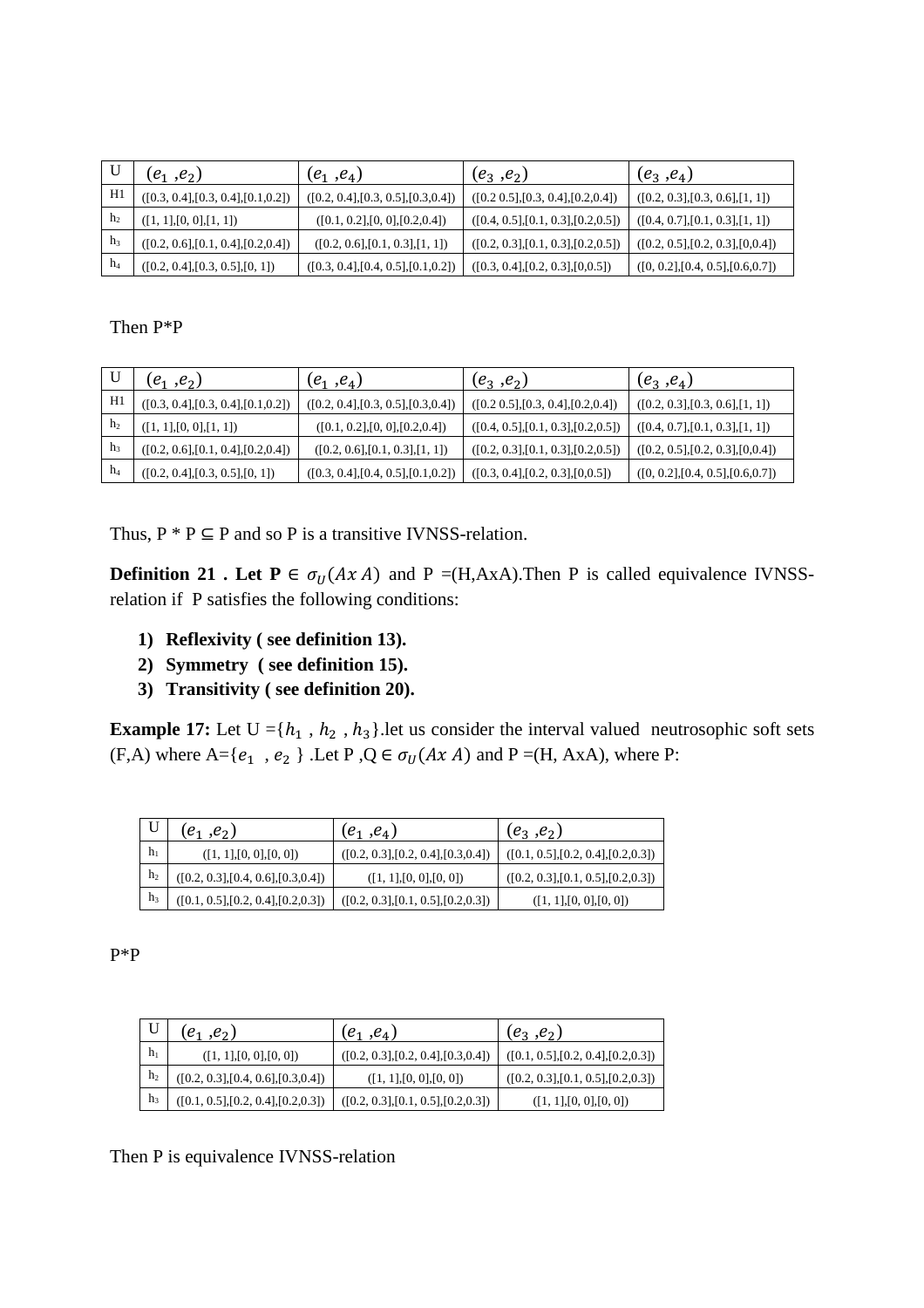| U | $(e_1, e_2)$ | $(e_1, e_4)$ | $(e_3, e_2)$ | $(e_3, e_4)$ |
|---|---|---|---|---|
| H1 | ([0.3, 0.4],[0.3, 0.4],[0.1,0.2]) | ([0.2, 0.4],[0.3, 0.5],[0.3,0.4]) | ([0.2 0.5],[0.3, 0.4],[0.2,0.4]) | ([0.2, 0.3],[0.3, 0.6],[1, 1]) |
| $h_2$ | ([1, 1],[0, 0],[1, 1]) | ([0.1, 0.2],[0, 0],[0.2,0.4]) | ([0.4, 0.5],[0.1, 0.3],[0.2,0.5]) | ([0.4, 0.7],[0.1, 0.3],[1, 1]) |
| $h_3$ | ([0.2, 0.6],[0.1, 0.4],[0.2,0.4]) | ([0.2, 0.6],[0.1, 0.3],[1, 1]) | ([0.2, 0.3],[0.1, 0.3],[0.2,0.5]) | ([0.2, 0.5],[0.2, 0.3],[0,0.4]) |
| $h_4$ | ([0.2, 0.4],[0.3, 0.5],[0, 1]) | ([0.3, 0.4],[0.4, 0.5],[0.1,0.2]) | ([0.3, 0.4],[0.2, 0.3],[0,0.5]) | ([0, 0.2],[0.4, 0.5],[0.6,0.7]) |

Then P*P

| U | $(e_1, e_2)$ | $(e_1, e_4)$ | $(e_3, e_2)$ | $(e_3, e_4)$ |
|---|---|---|---|---|
| H1 | ([0.3, 0.4],[0.3, 0.4],[0.1,0.2]) | ([0.2, 0.4],[0.3, 0.5],[0.3,0.4]) | ([0.2 0.5],[0.3, 0.4],[0.2,0.4]) | ([0.2, 0.3],[0.3, 0.6],[1, 1]) |
| $h_2$ | ([1, 1],[0, 0],[1, 1]) | ([0.1, 0.2],[0, 0],[0.2,0.4]) | ([0.4, 0.5],[0.1, 0.3],[0.2,0.5]) | ([0.4, 0.7],[0.1, 0.3],[1, 1]) |
| $h_3$ | ([0.2, 0.6],[0.1, 0.4],[0.2,0.4]) | ([0.2, 0.6],[0.1, 0.3],[1, 1]) | ([0.2, 0.3],[0.1, 0.3],[0.2,0.5]) | ([0.2, 0.5],[0.2, 0.3],[0,0.4]) |
| $h_4$ | ([0.2, 0.4],[0.3, 0.5],[0, 1]) | ([0.3, 0.4],[0.4, 0.5],[0.1,0.2]) | ([0.3, 0.4],[0.2, 0.3],[0,0.5]) | ([0, 0.2],[0.4, 0.5],[0.6,0.7]) |

Thus, P * P ⊆ P and so P is a transitive IVNSS-relation.

**Definition 21 . Let P** $\in \sigma_U(Ax\, A)$ and P =(H,AxA).Then P is called equivalence IVNSS-relation if P satisfies the following conditions:

1) **Reflexivity ( see definition 13).**
2) **Symmetry ( see definition 15).**
3) **Transitivity ( see definition 20).**

**Example 17:** Let U =$\{h_1, h_2, h_3\}$.let us consider the interval valued neutrosophic soft sets (F,A) where A=$\{e_1, e_2\}$ .Let P ,Q $\in \sigma_U(Ax\, A)$ and P =(H, AxA), where P:

| U | $(e_1, e_2)$ | $(e_1, e_4)$ | $(e_3, e_2)$ |
|---|---|---|---|
| $h_1$ | ([1, 1],[0, 0],[0, 0]) | ([0.2, 0.3],[0.2, 0.4],[0.3,0.4]) | ([0.1, 0.5],[0.2, 0.4],[0.2,0.3]) |
| $h_2$ | ([0.2, 0.3],[0.4, 0.6],[0.3,0.4]) | ([1, 1],[0, 0],[0, 0]) | ([0.2, 0.3],[0.1, 0.5],[0.2,0.3]) |
| $h_3$ | ([0.1, 0.5],[0.2, 0.4],[0.2,0.3]) | ([0.2, 0.3],[0.1, 0.5],[0.2,0.3]) | ([1, 1],[0, 0],[0, 0]) |

P*P

| U | $(e_1, e_2)$ | $(e_1, e_4)$ | $(e_3, e_2)$ |
|---|---|---|---|
| $h_1$ | ([1, 1],[0, 0],[0, 0]) | ([0.2, 0.3],[0.2, 0.4],[0.3,0.4]) | ([0.1, 0.5],[0.2, 0.4],[0.2,0.3]) |
| $h_2$ | ([0.2, 0.3],[0.4, 0.6],[0.3,0.4]) | ([1, 1],[0, 0],[0, 0]) | ([0.2, 0.3],[0.1, 0.5],[0.2,0.3]) |
| $h_3$ | ([0.1, 0.5],[0.2, 0.4],[0.2,0.3]) | ([0.2, 0.3],[0.1, 0.5],[0.2,0.3]) | ([1, 1],[0, 0],[0, 0]) |

Then P is equivalence IVNSS-relation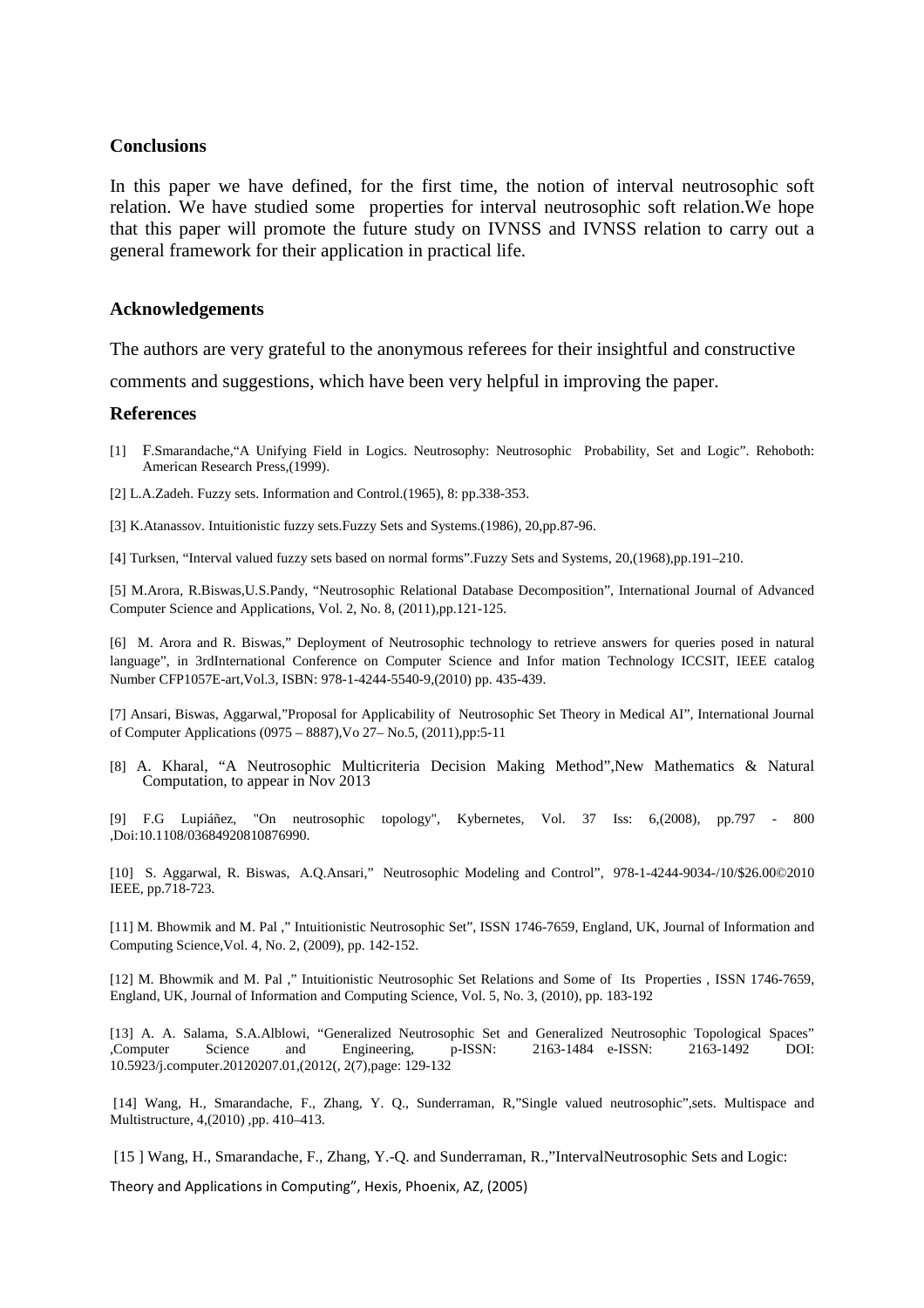## Conclusions

In this paper we have defined, for the first time, the notion of interval neutrosophic soft relation. We have studied some properties for interval neutrosophic soft relation.We hope that this paper will promote the future study on IVNSS and IVNSS relation to carry out a general framework for their application in practical life.

## Acknowledgements

The authors are very grateful to the anonymous referees for their insightful and constructive comments and suggestions, which have been very helpful in improving the paper.

## References

[1] F.Smarandache,"A Unifying Field in Logics. Neutrosophy: Neutrosophic Probability, Set and Logic". Rehoboth: American Research Press,(1999).

[2] L.A.Zadeh. Fuzzy sets. Information and Control.(1965), 8: pp.338-353.

[3] K.Atanassov. Intuitionistic fuzzy sets.Fuzzy Sets and Systems.(1986), 20,pp.87-96.

[4] Turksen, "Interval valued fuzzy sets based on normal forms".Fuzzy Sets and Systems, 20,(1968),pp.191–210.

[5] M.Arora, R.Biswas,U.S.Pandy, "Neutrosophic Relational Database Decomposition", International Journal of Advanced Computer Science and Applications, Vol. 2, No. 8, (2011),pp.121-125.

[6] M. Arora and R. Biswas," Deployment of Neutrosophic technology to retrieve answers for queries posed in natural language", in 3rdInternational Conference on Computer Science and Infor mation Technology ICCSIT, IEEE catalog Number CFP1057E-art,Vol.3, ISBN: 978-1-4244-5540-9,(2010) pp. 435-439.

[7] Ansari, Biswas, Aggarwal,"Proposal for Applicability of Neutrosophic Set Theory in Medical AI", International Journal of Computer Applications (0975 – 8887),Vo 27– No.5, (2011),pp:5-11

[8] A. Kharal, "A Neutrosophic Multicriteria Decision Making Method",New Mathematics & Natural Computation, to appear in Nov 2013

[9] F.G Lupiáñez, "On neutrosophic topology", Kybernetes, Vol. 37 Iss: 6,(2008), pp.797 - 800 ,Doi:10.1108/03684920810876990.

[10] S. Aggarwal, R. Biswas, A.Q.Ansari," Neutrosophic Modeling and Control", 978-1-4244-9034-/10/$26.00©2010 IEEE, pp.718-723.

[11] M. Bhowmik and M. Pal ," Intuitionistic Neutrosophic Set", ISSN 1746-7659, England, UK, Journal of Information and Computing Science,Vol. 4, No. 2, (2009), pp. 142-152.

[12] M. Bhowmik and M. Pal ," Intuitionistic Neutrosophic Set Relations and Some of Its Properties , ISSN 1746-7659, England, UK, Journal of Information and Computing Science, Vol. 5, No. 3, (2010), pp. 183-192

[13] A. A. Salama, S.A.Alblowi, "Generalized Neutrosophic Set and Generalized Neutrosophic Topological Spaces" ,Computer Science and Engineering, p-ISSN: 2163-1484 e-ISSN: 2163-1492 DOI: 10.5923/j.computer.20120207.01,(2012(, 2(7),page: 129-132

[14] Wang, H., Smarandache, F., Zhang, Y. Q., Sunderraman, R,"Single valued neutrosophic",sets. Multispace and Multistructure, 4,(2010) ,pp. 410–413.

[15 ] Wang, H., Smarandache, F., Zhang, Y.-Q. and Sunderraman, R.,"IntervalNeutrosophic Sets and Logic: Theory and Applications in Computing", Hexis, Phoenix, AZ, (2005)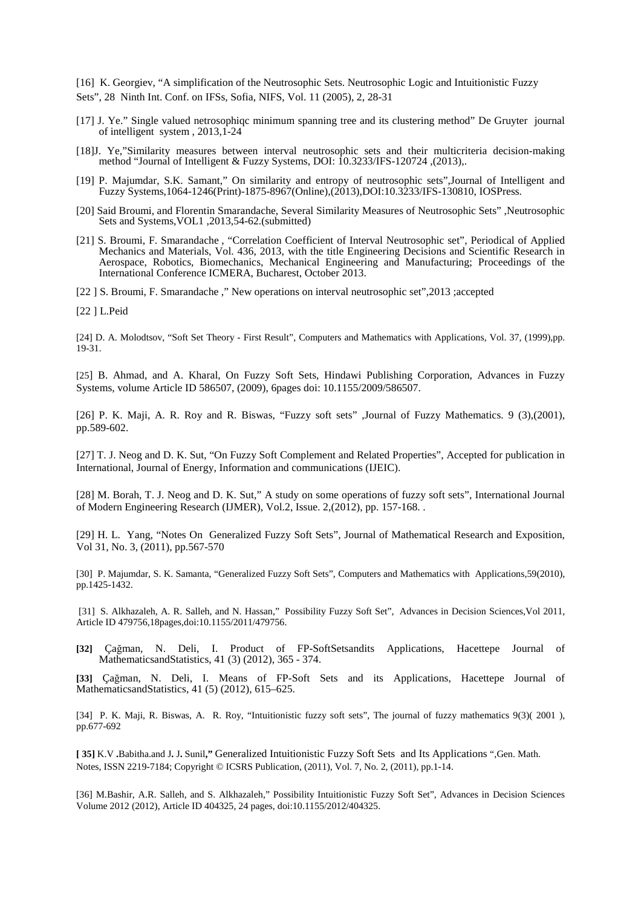[16] K. Georgiev, “A simplification of the Neutrosophic Sets. Neutrosophic Logic and Intuitionistic Fuzzy Sets”, 28 Ninth Int. Conf. on IFSs, Sofia, NIFS, Vol. 11 (2005), 2, 28-31

[17] J. Ye.” Single valued netrosophiqc minimum spanning tree and its clustering method” De Gruyter journal of intelligent system , 2013,1-24

[18]J. Ye,”Similarity measures between interval neutrosophic sets and their multicriteria decision-making method “Journal of Intelligent & Fuzzy Systems, DOI: 10.3233/IFS-120724 ,(2013),.

[19] P. Majumdar, S.K. Samant,” On similarity and entropy of neutrosophic sets”,Journal of Intelligent and Fuzzy Systems,1064-1246(Print)-1875-8967(Online),(2013),DOI:10.3233/IFS-130810, IOSPress.

[20] Said Broumi, and Florentin Smarandache, Several Similarity Measures of Neutrosophic Sets” ,Neutrosophic Sets and Systems,VOL1 ,2013,54-62.(submitted)

[21] S. Broumi, F. Smarandache , “Correlation Coefficient of Interval Neutrosophic set”, Periodical of Applied Mechanics and Materials, Vol. 436, 2013, with the title Engineering Decisions and Scientific Research in Aerospace, Robotics, Biomechanics, Mechanical Engineering and Manufacturing; Proceedings of the International Conference ICMERA, Bucharest, October 2013.

[22 ] S. Broumi, F. Smarandache ,” New operations on interval neutrosophic set”,2013 ;accepted

[22 ] L.Peid

[24] D. A. Molodtsov, “Soft Set Theory - First Result”, Computers and Mathematics with Applications, Vol. 37, (1999),pp. 19-31.

[25] B. Ahmad, and A. Kharal, On Fuzzy Soft Sets, Hindawi Publishing Corporation, Advances in Fuzzy Systems, volume Article ID 586507, (2009), 6pages doi: 10.1155/2009/586507.

[26] P. K. Maji, A. R. Roy and R. Biswas, “Fuzzy soft sets” ,Journal of Fuzzy Mathematics. 9 (3),(2001), pp.589-602.

[27] T. J. Neog and D. K. Sut, “On Fuzzy Soft Complement and Related Properties”, Accepted for publication in International, Journal of Energy, Information and communications (IJEIC).

[28] M. Borah, T. J. Neog and D. K. Sut,” A study on some operations of fuzzy soft sets”, International Journal of Modern Engineering Research (IJMER), Vol.2, Issue. 2,(2012), pp. 157-168. .

[29] H. L. Yang, “Notes On Generalized Fuzzy Soft Sets”, Journal of Mathematical Research and Exposition, Vol 31, No. 3, (2011), pp.567-570

[30] P. Majumdar, S. K. Samanta, “Generalized Fuzzy Soft Sets”, Computers and Mathematics with Applications,59(2010), pp.1425-1432.

[31] S. Alkhazaleh, A. R. Salleh, and N. Hassan,” Possibility Fuzzy Soft Set”, Advances in Decision Sciences,Vol 2011, Article ID 479756,18pages,doi:10.1155/2011/479756.

**[32]** Çağman, N. Deli, I. Product of FP-SoftSetsandits Applications, Hacettepe Journal of MathematicsandStatistics, 41 (3) (2012), 365 - 374.

**[33]** Çağman, N. Deli, I. Means of FP-Soft Sets and its Applications, Hacettepe Journal of MathematicsandStatistics, 41 (5) (2012), 615–625.

[34] P. K. Maji, R. Biswas, A. R. Roy, “Intuitionistic fuzzy soft sets”, The journal of fuzzy mathematics 9(3)( 2001 ), pp.677-692

**[ 35]** K.V **.**Babitha.and J**.** J**.** Sunil**,”** Generalized Intuitionistic Fuzzy Soft Sets and Its Applications “,Gen. Math. Notes, ISSN 2219-7184; Copyright © ICSRS Publication, (2011), Vol. 7, No. 2, (2011), pp.1-14.

[36] M.Bashir, A.R. Salleh, and S. Alkhazaleh,” Possibility Intuitionistic Fuzzy Soft Set”, Advances in Decision Sciences Volume 2012 (2012), Article ID 404325, 24 pages, doi:10.1155/2012/404325.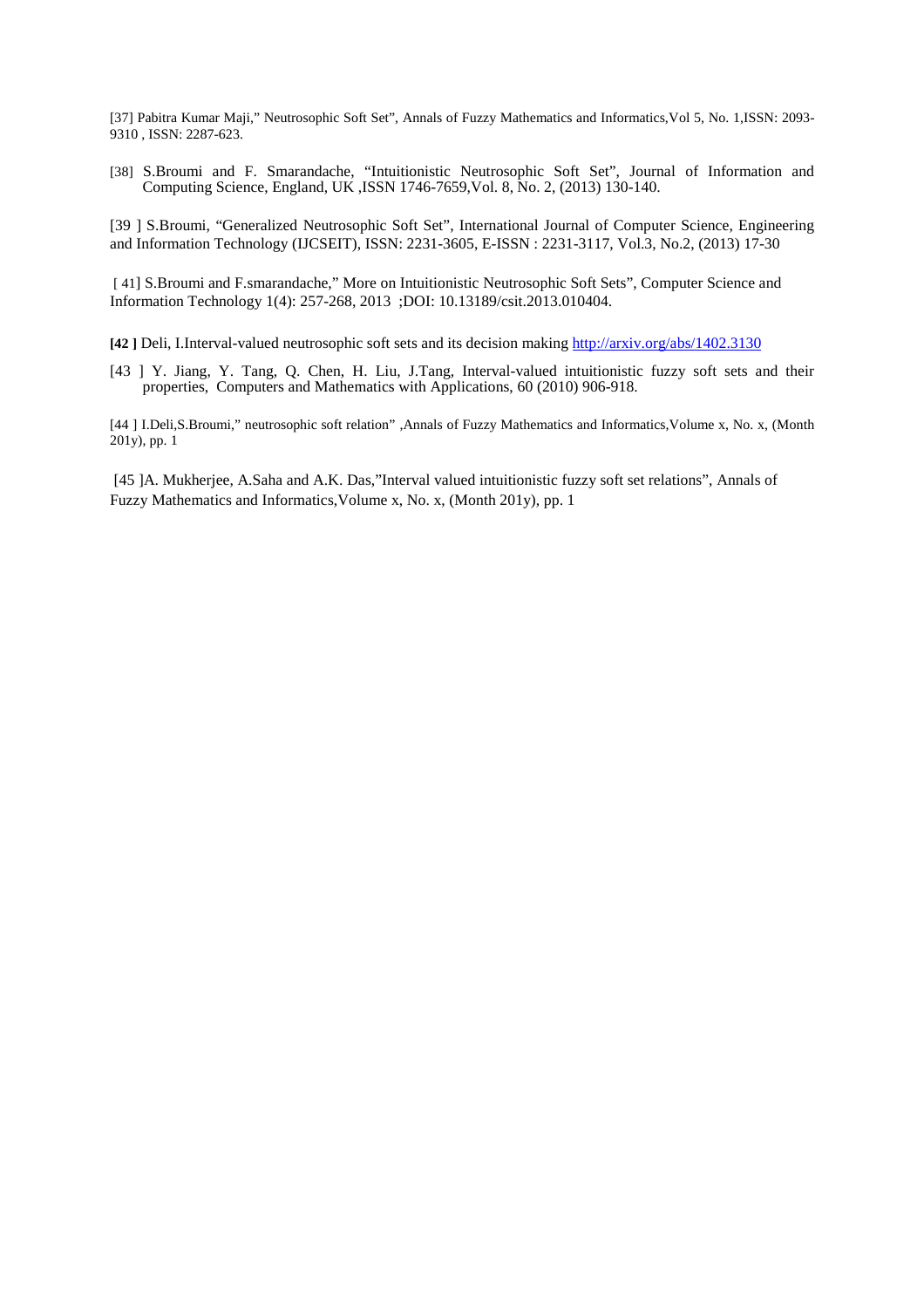[37] Pabitra Kumar Maji," Neutrosophic Soft Set", Annals of Fuzzy Mathematics and Informatics,Vol 5, No. 1,ISSN: 2093-9310 , ISSN: 2287-623.

[38] S.Broumi and F. Smarandache, "Intuitionistic Neutrosophic Soft Set", Journal of Information and Computing Science, England, UK ,ISSN 1746-7659,Vol. 8, No. 2, (2013) 130-140.

[39 ] S.Broumi, "Generalized Neutrosophic Soft Set", International Journal of Computer Science, Engineering and Information Technology (IJCSEIT), ISSN: 2231-3605, E-ISSN : 2231-3117, Vol.3, No.2, (2013) 17-30

[ 41] S.Broumi and F.smarandache," More on Intuitionistic Neutrosophic Soft Sets", Computer Science and Information Technology 1(4): 257-268, 2013 ;DOI: 10.13189/csit.2013.010404.

**[42 ]** Deli, I.Interval-valued neutrosophic soft sets and its decision making http://arxiv.org/abs/1402.3130

[43 ] Y. Jiang, Y. Tang, Q. Chen, H. Liu, J.Tang, Interval-valued intuitionistic fuzzy soft sets and their properties, Computers and Mathematics with Applications, 60 (2010) 906-918.

[44 ] I.Deli,S.Broumi," neutrosophic soft relation" ,Annals of Fuzzy Mathematics and Informatics,Volume x, No. x, (Month 201y), pp. 1

[45 ]A. Mukherjee, A.Saha and A.K. Das,"Interval valued intuitionistic fuzzy soft set relations", Annals of Fuzzy Mathematics and Informatics,Volume x, No. x, (Month 201y), pp. 1